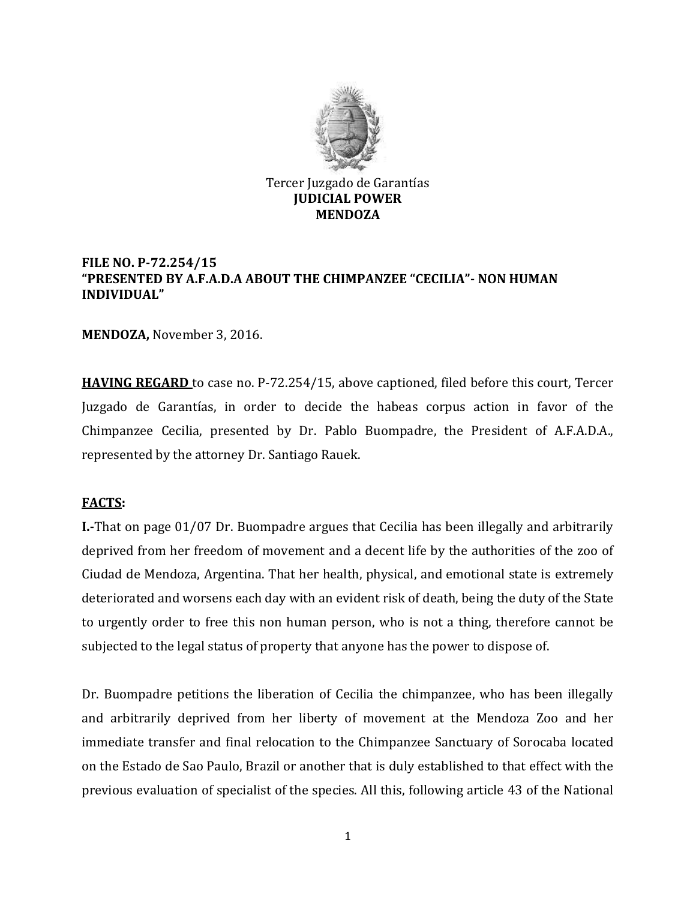Tercer Juzgado de Garantías
**JUDICIAL POWER**
**MENDOZA**

**FILE NO. P-72.254/15**
**"PRESENTED BY A.F.A.D.A ABOUT THE CHIMPANZEE "CECILIA"- NON HUMAN INDIVIDUAL"**

**MENDOZA,** November 3, 2016.

**HAVING REGARD** to case no. P-72.254/15, above captioned, filed before this court, Tercer Juzgado de Garantías, in order to decide the habeas corpus action in favor of the Chimpanzee Cecilia, presented by Dr. Pablo Buompadre, the President of A.F.A.D.A., represented by the attorney Dr. Santiago Rauek.

**FACTS:**

**I.-**That on page 01/07 Dr. Buompadre argues that Cecilia has been illegally and arbitrarily deprived from her freedom of movement and a decent life by the authorities of the zoo of Ciudad de Mendoza, Argentina. That her health, physical, and emotional state is extremely deteriorated and worsens each day with an evident risk of death, being the duty of the State to urgently order to free this non human person, who is not a thing, therefore cannot be subjected to the legal status of property that anyone has the power to dispose of.

Dr. Buompadre petitions the liberation of Cecilia the chimpanzee, who has been illegally and arbitrarily deprived from her liberty of movement at the Mendoza Zoo and her immediate transfer and final relocation to the Chimpanzee Sanctuary of Sorocaba located on the Estado de Sao Paulo, Brazil or another that is duly established to that effect with the previous evaluation of specialist of the species. All this, following article 43 of the National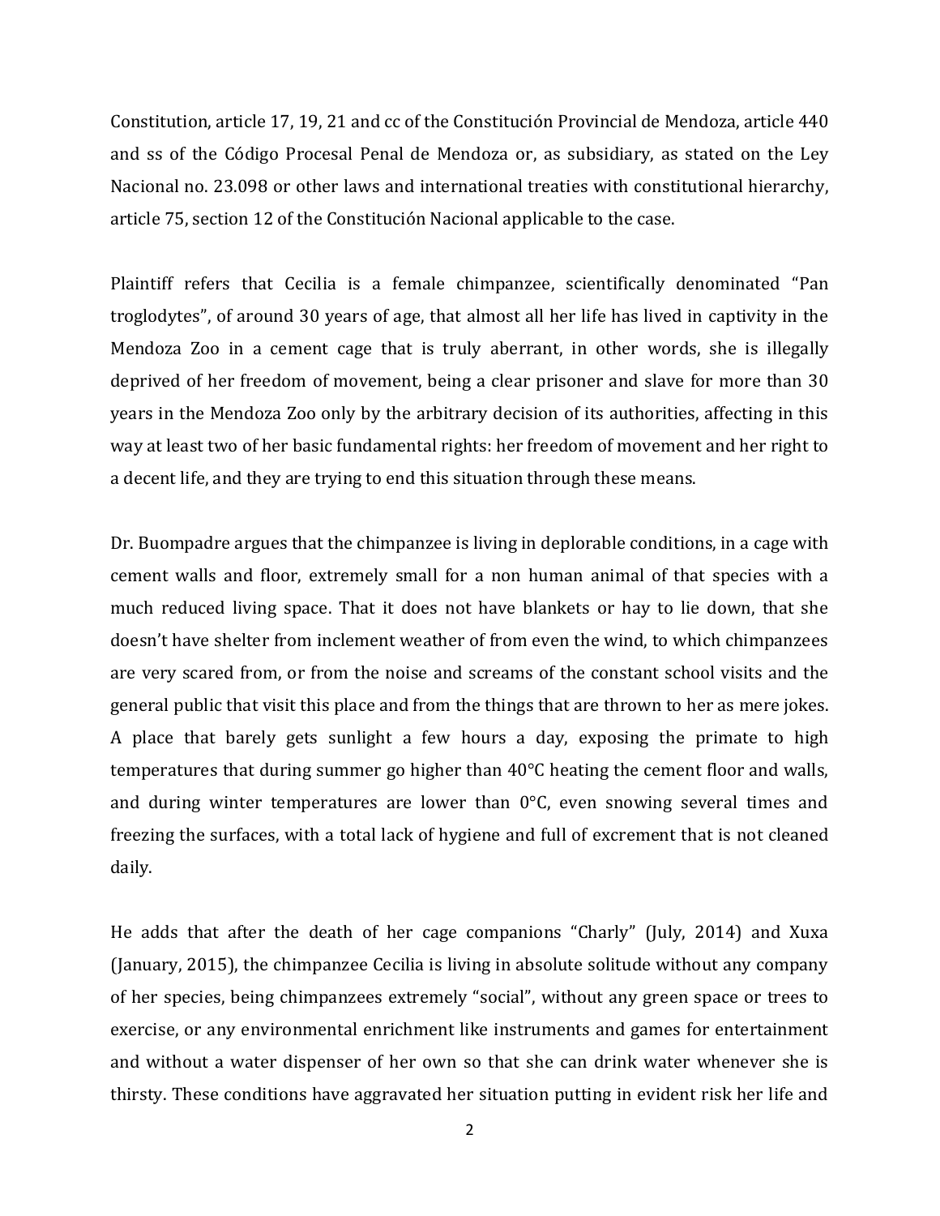Constitution, article 17, 19, 21 and cc of the Constitución Provincial de Mendoza, article 440 and ss of the Código Procesal Penal de Mendoza or, as subsidiary, as stated on the Ley Nacional no. 23.098 or other laws and international treaties with constitutional hierarchy, article 75, section 12 of the Constitución Nacional applicable to the case.

Plaintiff refers that Cecilia is a female chimpanzee, scientifically denominated "Pan troglodytes", of around 30 years of age, that almost all her life has lived in captivity in the Mendoza Zoo in a cement cage that is truly aberrant, in other words, she is illegally deprived of her freedom of movement, being a clear prisoner and slave for more than 30 years in the Mendoza Zoo only by the arbitrary decision of its authorities, affecting in this way at least two of her basic fundamental rights: her freedom of movement and her right to a decent life, and they are trying to end this situation through these means.

Dr. Buompadre argues that the chimpanzee is living in deplorable conditions, in a cage with cement walls and floor, extremely small for a non human animal of that species with a much reduced living space. That it does not have blankets or hay to lie down, that she doesn't have shelter from inclement weather of from even the wind, to which chimpanzees are very scared from, or from the noise and screams of the constant school visits and the general public that visit this place and from the things that are thrown to her as mere jokes. A place that barely gets sunlight a few hours a day, exposing the primate to high temperatures that during summer go higher than 40°C heating the cement floor and walls, and during winter temperatures are lower than 0°C, even snowing several times and freezing the surfaces, with a total lack of hygiene and full of excrement that is not cleaned daily.

He adds that after the death of her cage companions "Charly" (July, 2014) and Xuxa (January, 2015), the chimpanzee Cecilia is living in absolute solitude without any company of her species, being chimpanzees extremely "social", without any green space or trees to exercise, or any environmental enrichment like instruments and games for entertainment and without a water dispenser of her own so that she can drink water whenever she is thirsty. These conditions have aggravated her situation putting in evident risk her life and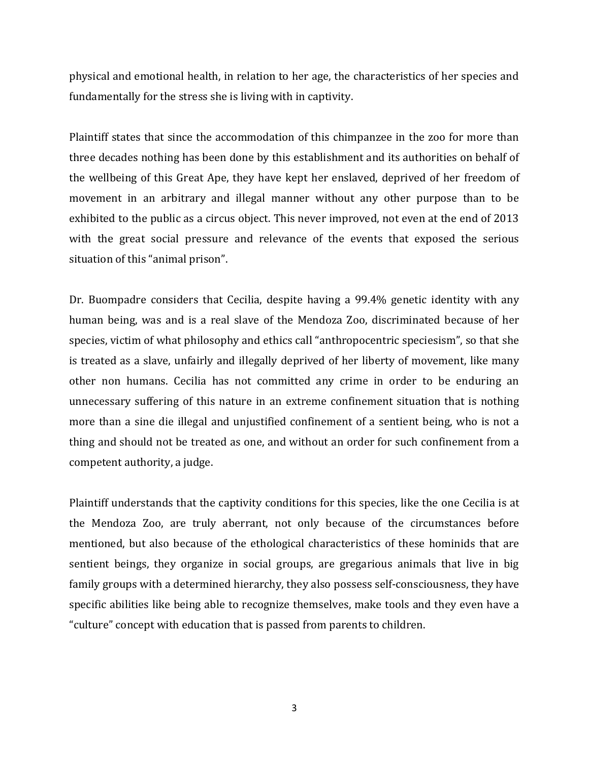physical and emotional health, in relation to her age, the characteristics of her species and fundamentally for the stress she is living with in captivity.

Plaintiff states that since the accommodation of this chimpanzee in the zoo for more than three decades nothing has been done by this establishment and its authorities on behalf of the wellbeing of this Great Ape, they have kept her enslaved, deprived of her freedom of movement in an arbitrary and illegal manner without any other purpose than to be exhibited to the public as a circus object. This never improved, not even at the end of 2013 with the great social pressure and relevance of the events that exposed the serious situation of this "animal prison".

Dr. Buompadre considers that Cecilia, despite having a 99.4% genetic identity with any human being, was and is a real slave of the Mendoza Zoo, discriminated because of her species, victim of what philosophy and ethics call "anthropocentric speciesism", so that she is treated as a slave, unfairly and illegally deprived of her liberty of movement, like many other non humans. Cecilia has not committed any crime in order to be enduring an unnecessary suffering of this nature in an extreme confinement situation that is nothing more than a sine die illegal and unjustified confinement of a sentient being, who is not a thing and should not be treated as one, and without an order for such confinement from a competent authority, a judge.

Plaintiff understands that the captivity conditions for this species, like the one Cecilia is at the Mendoza Zoo, are truly aberrant, not only because of the circumstances before mentioned, but also because of the ethological characteristics of these hominids that are sentient beings, they organize in social groups, are gregarious animals that live in big family groups with a determined hierarchy, they also possess self-consciousness, they have specific abilities like being able to recognize themselves, make tools and they even have a "culture" concept with education that is passed from parents to children.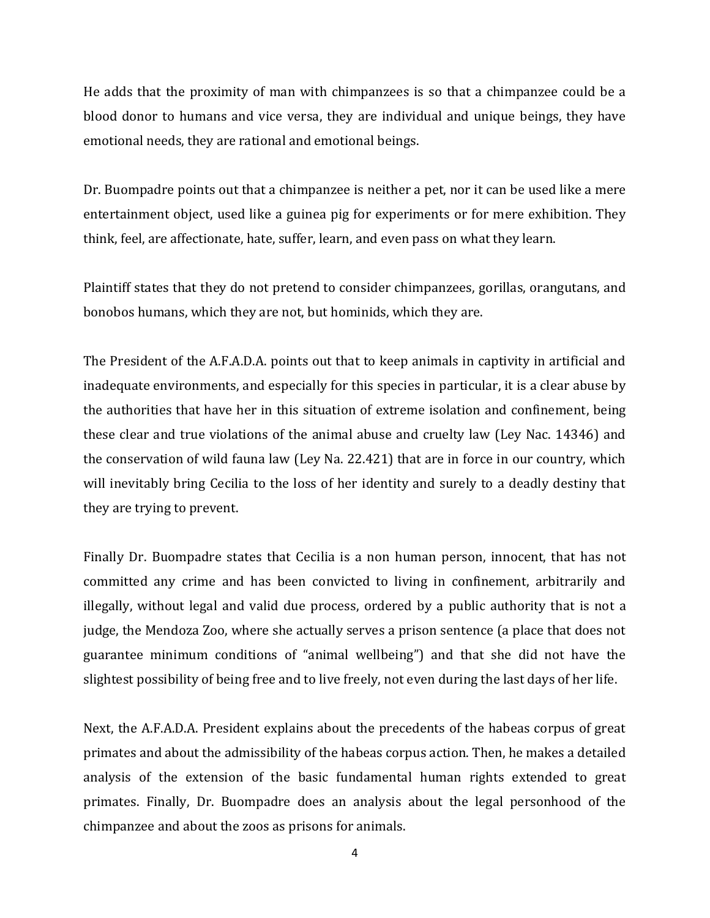He adds that the proximity of man with chimpanzees is so that a chimpanzee could be a blood donor to humans and vice versa, they are individual and unique beings, they have emotional needs, they are rational and emotional beings.

Dr. Buompadre points out that a chimpanzee is neither a pet, nor it can be used like a mere entertainment object, used like a guinea pig for experiments or for mere exhibition. They think, feel, are affectionate, hate, suffer, learn, and even pass on what they learn.

Plaintiff states that they do not pretend to consider chimpanzees, gorillas, orangutans, and bonobos humans, which they are not, but hominids, which they are.

The President of the A.F.A.D.A. points out that to keep animals in captivity in artificial and inadequate environments, and especially for this species in particular, it is a clear abuse by the authorities that have her in this situation of extreme isolation and confinement, being these clear and true violations of the animal abuse and cruelty law (Ley Nac. 14346) and the conservation of wild fauna law (Ley Na. 22.421) that are in force in our country, which will inevitably bring Cecilia to the loss of her identity and surely to a deadly destiny that they are trying to prevent.

Finally Dr. Buompadre states that Cecilia is a non human person, innocent, that has not committed any crime and has been convicted to living in confinement, arbitrarily and illegally, without legal and valid due process, ordered by a public authority that is not a judge, the Mendoza Zoo, where she actually serves a prison sentence (a place that does not guarantee minimum conditions of "animal wellbeing") and that she did not have the slightest possibility of being free and to live freely, not even during the last days of her life.

Next, the A.F.A.D.A. President explains about the precedents of the habeas corpus of great primates and about the admissibility of the habeas corpus action. Then, he makes a detailed analysis of the extension of the basic fundamental human rights extended to great primates. Finally, Dr. Buompadre does an analysis about the legal personhood of the chimpanzee and about the zoos as prisons for animals.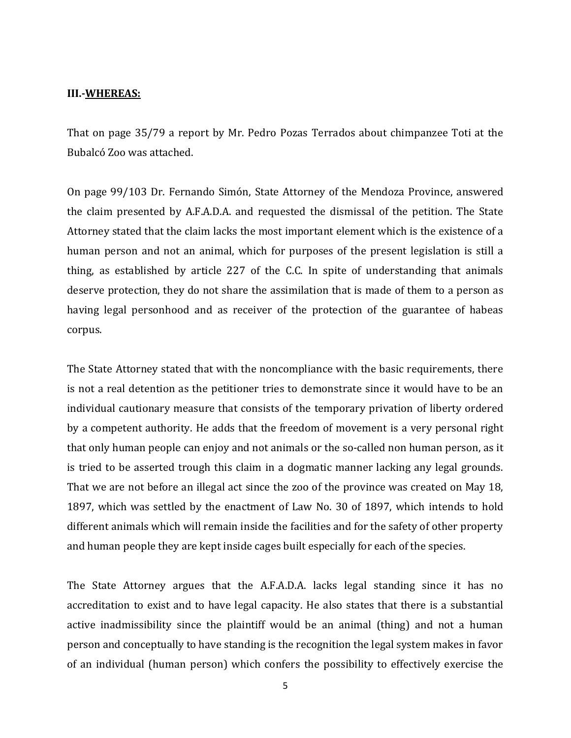**III.-<u>WHEREAS:</u>**

That on page 35/79 a report by Mr. Pedro Pozas Terrados about chimpanzee Toti at the Bubalcó Zoo was attached.

On page 99/103 Dr. Fernando Simón, State Attorney of the Mendoza Province, answered the claim presented by A.F.A.D.A. and requested the dismissal of the petition. The State Attorney stated that the claim lacks the most important element which is the existence of a human person and not an animal, which for purposes of the present legislation is still a thing, as established by article 227 of the C.C. In spite of understanding that animals deserve protection, they do not share the assimilation that is made of them to a person as having legal personhood and as receiver of the protection of the guarantee of habeas corpus.

The State Attorney stated that with the noncompliance with the basic requirements, there is not a real detention as the petitioner tries to demonstrate since it would have to be an individual cautionary measure that consists of the temporary privation of liberty ordered by a competent authority. He adds that the freedom of movement is a very personal right that only human people can enjoy and not animals or the so-called non human person, as it is tried to be asserted trough this claim in a dogmatic manner lacking any legal grounds. That we are not before an illegal act since the zoo of the province was created on May 18, 1897, which was settled by the enactment of Law No. 30 of 1897, which intends to hold different animals which will remain inside the facilities and for the safety of other property and human people they are kept inside cages built especially for each of the species.

The State Attorney argues that the A.F.A.D.A. lacks legal standing since it has no accreditation to exist and to have legal capacity. He also states that there is a substantial active inadmissibility since the plaintiff would be an animal (thing) and not a human person and conceptually to have standing is the recognition the legal system makes in favor of an individual (human person) which confers the possibility to effectively exercise the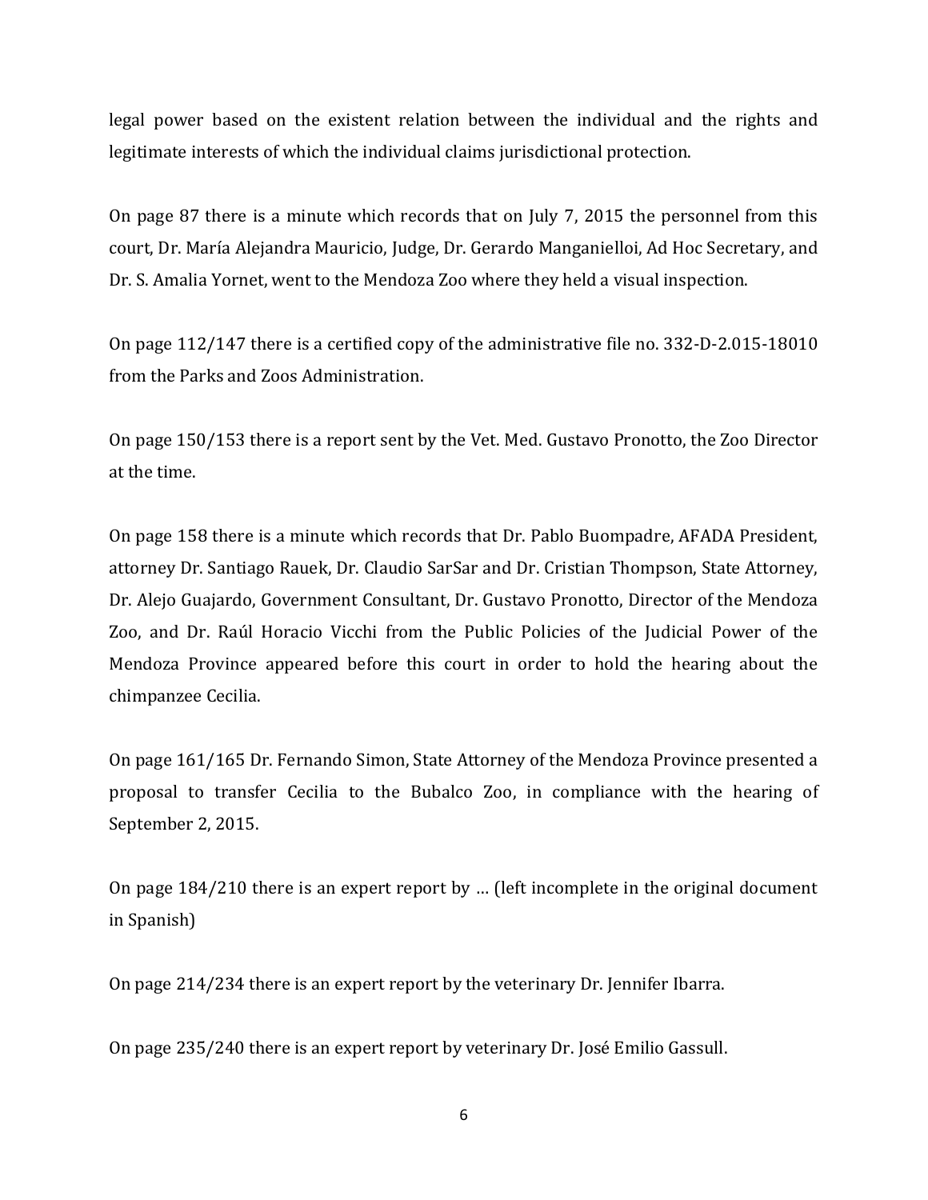legal power based on the existent relation between the individual and the rights and legitimate interests of which the individual claims jurisdictional protection.

On page 87 there is a minute which records that on July 7, 2015 the personnel from this court, Dr. María Alejandra Mauricio, Judge, Dr. Gerardo Manganielloi, Ad Hoc Secretary, and Dr. S. Amalia Yornet, went to the Mendoza Zoo where they held a visual inspection.

On page 112/147 there is a certified copy of the administrative file no. 332-D-2.015-18010 from the Parks and Zoos Administration.

On page 150/153 there is a report sent by the Vet. Med. Gustavo Pronotto, the Zoo Director at the time.

On page 158 there is a minute which records that Dr. Pablo Buompadre, AFADA President, attorney Dr. Santiago Rauek, Dr. Claudio SarSar and Dr. Cristian Thompson, State Attorney, Dr. Alejo Guajardo, Government Consultant, Dr. Gustavo Pronotto, Director of the Mendoza Zoo, and Dr. Raúl Horacio Vicchi from the Public Policies of the Judicial Power of the Mendoza Province appeared before this court in order to hold the hearing about the chimpanzee Cecilia.

On page 161/165 Dr. Fernando Simon, State Attorney of the Mendoza Province presented a proposal to transfer Cecilia to the Bubalco Zoo, in compliance with the hearing of September 2, 2015.

On page 184/210 there is an expert report by … (left incomplete in the original document in Spanish)

On page 214/234 there is an expert report by the veterinary Dr. Jennifer Ibarra.

On page 235/240 there is an expert report by veterinary Dr. José Emilio Gassull.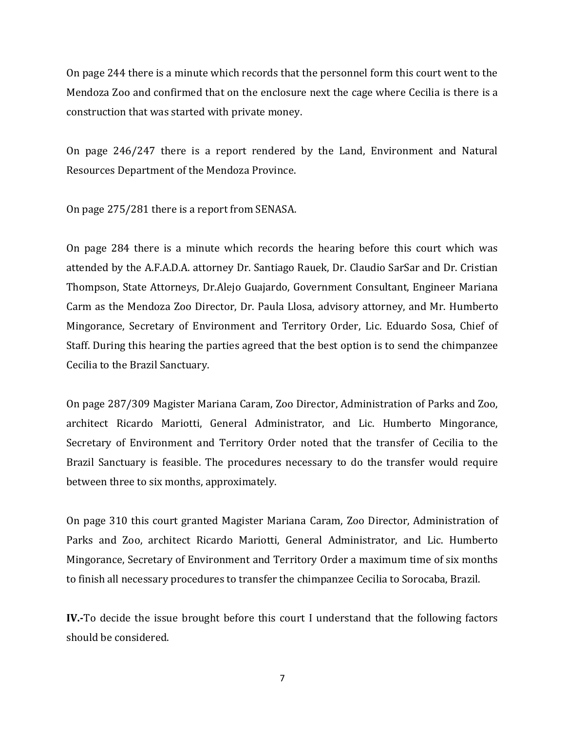On page 244 there is a minute which records that the personnel form this court went to the Mendoza Zoo and confirmed that on the enclosure next the cage where Cecilia is there is a construction that was started with private money.

On page 246/247 there is a report rendered by the Land, Environment and Natural Resources Department of the Mendoza Province.

On page 275/281 there is a report from SENASA.

On page 284 there is a minute which records the hearing before this court which was attended by the A.F.A.D.A. attorney Dr. Santiago Rauek, Dr. Claudio SarSar and Dr. Cristian Thompson, State Attorneys, Dr.Alejo Guajardo, Government Consultant, Engineer Mariana Carm as the Mendoza Zoo Director, Dr. Paula Llosa, advisory attorney, and Mr. Humberto Mingorance, Secretary of Environment and Territory Order, Lic. Eduardo Sosa, Chief of Staff. During this hearing the parties agreed that the best option is to send the chimpanzee Cecilia to the Brazil Sanctuary.

On page 287/309 Magister Mariana Caram, Zoo Director, Administration of Parks and Zoo, architect Ricardo Mariotti, General Administrator, and Lic. Humberto Mingorance, Secretary of Environment and Territory Order noted that the transfer of Cecilia to the Brazil Sanctuary is feasible. The procedures necessary to do the transfer would require between three to six months, approximately.

On page 310 this court granted Magister Mariana Caram, Zoo Director, Administration of Parks and Zoo, architect Ricardo Mariotti, General Administrator, and Lic. Humberto Mingorance, Secretary of Environment and Territory Order a maximum time of six months to finish all necessary procedures to transfer the chimpanzee Cecilia to Sorocaba, Brazil.

**IV.-**To decide the issue brought before this court I understand that the following factors should be considered.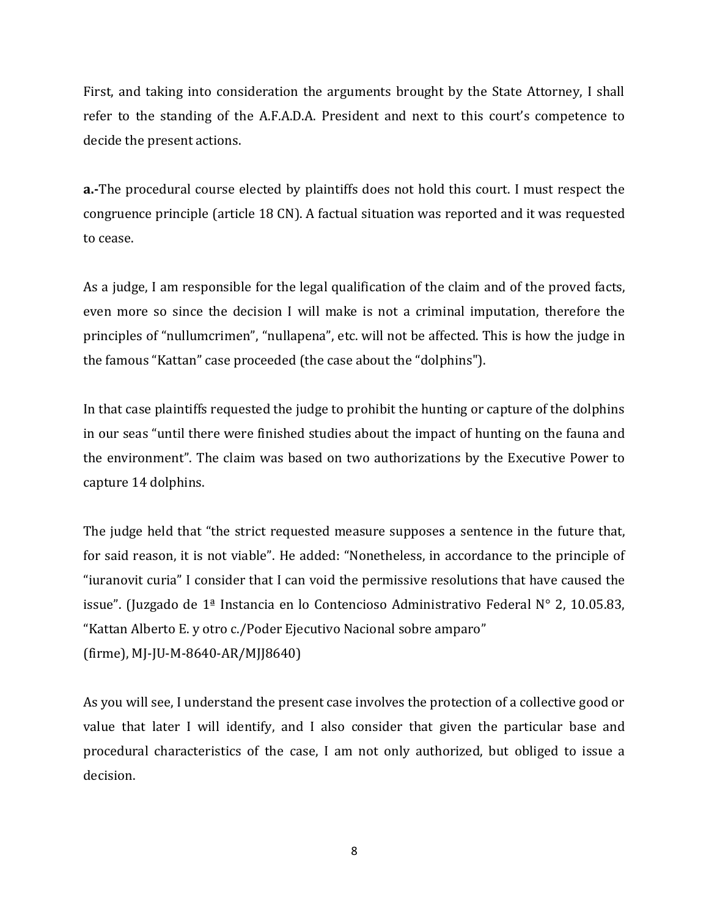First, and taking into consideration the arguments brought by the State Attorney, I shall refer to the standing of the A.F.A.D.A. President and next to this court's competence to decide the present actions.

**a.-**The procedural course elected by plaintiffs does not hold this court. I must respect the congruence principle (article 18 CN). A factual situation was reported and it was requested to cease.

As a judge, I am responsible for the legal qualification of the claim and of the proved facts, even more so since the decision I will make is not a criminal imputation, therefore the principles of "nullumcrimen", "nullapena", etc. will not be affected. This is how the judge in the famous "Kattan" case proceeded (the case about the "dolphins").

In that case plaintiffs requested the judge to prohibit the hunting or capture of the dolphins in our seas "until there were finished studies about the impact of hunting on the fauna and the environment". The claim was based on two authorizations by the Executive Power to capture 14 dolphins.

The judge held that "the strict requested measure supposes a sentence in the future that, for said reason, it is not viable". He added: "Nonetheless, in accordance to the principle of "iuranovit curia" I consider that I can void the permissive resolutions that have caused the issue". (Juzgado de 1ª Instancia en lo Contencioso Administrativo Federal N° 2, 10.05.83, "Kattan Alberto E. y otro c./Poder Ejecutivo Nacional sobre amparo" (firme), MJ-JU-M-8640-AR/MJJ8640)

As you will see, I understand the present case involves the protection of a collective good or value that later I will identify, and I also consider that given the particular base and procedural characteristics of the case, I am not only authorized, but obliged to issue a decision.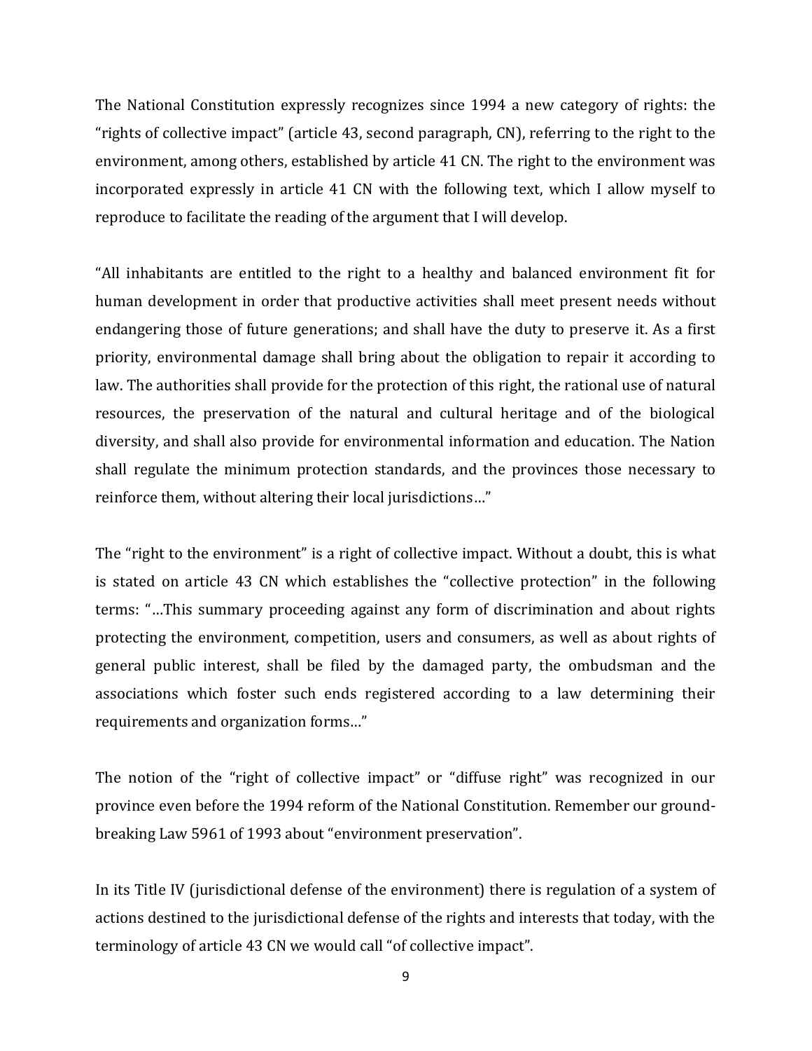The National Constitution expressly recognizes since 1994 a new category of rights: the "rights of collective impact" (article 43, second paragraph, CN), referring to the right to the environment, among others, established by article 41 CN. The right to the environment was incorporated expressly in article 41 CN with the following text, which I allow myself to reproduce to facilitate the reading of the argument that I will develop.

"All inhabitants are entitled to the right to a healthy and balanced environment fit for human development in order that productive activities shall meet present needs without endangering those of future generations; and shall have the duty to preserve it. As a first priority, environmental damage shall bring about the obligation to repair it according to law. The authorities shall provide for the protection of this right, the rational use of natural resources, the preservation of the natural and cultural heritage and of the biological diversity, and shall also provide for environmental information and education. The Nation shall regulate the minimum protection standards, and the provinces those necessary to reinforce them, without altering their local jurisdictions…"

The "right to the environment" is a right of collective impact. Without a doubt, this is what is stated on article 43 CN which establishes the "collective protection" in the following terms: "…This summary proceeding against any form of discrimination and about rights protecting the environment, competition, users and consumers, as well as about rights of general public interest, shall be filed by the damaged party, the ombudsman and the associations which foster such ends registered according to a law determining their requirements and organization forms…"

The notion of the "right of collective impact" or "diffuse right" was recognized in our province even before the 1994 reform of the National Constitution. Remember our ground-breaking Law 5961 of 1993 about "environment preservation".

In its Title IV (jurisdictional defense of the environment) there is regulation of a system of actions destined to the jurisdictional defense of the rights and interests that today, with the terminology of article 43 CN we would call "of collective impact".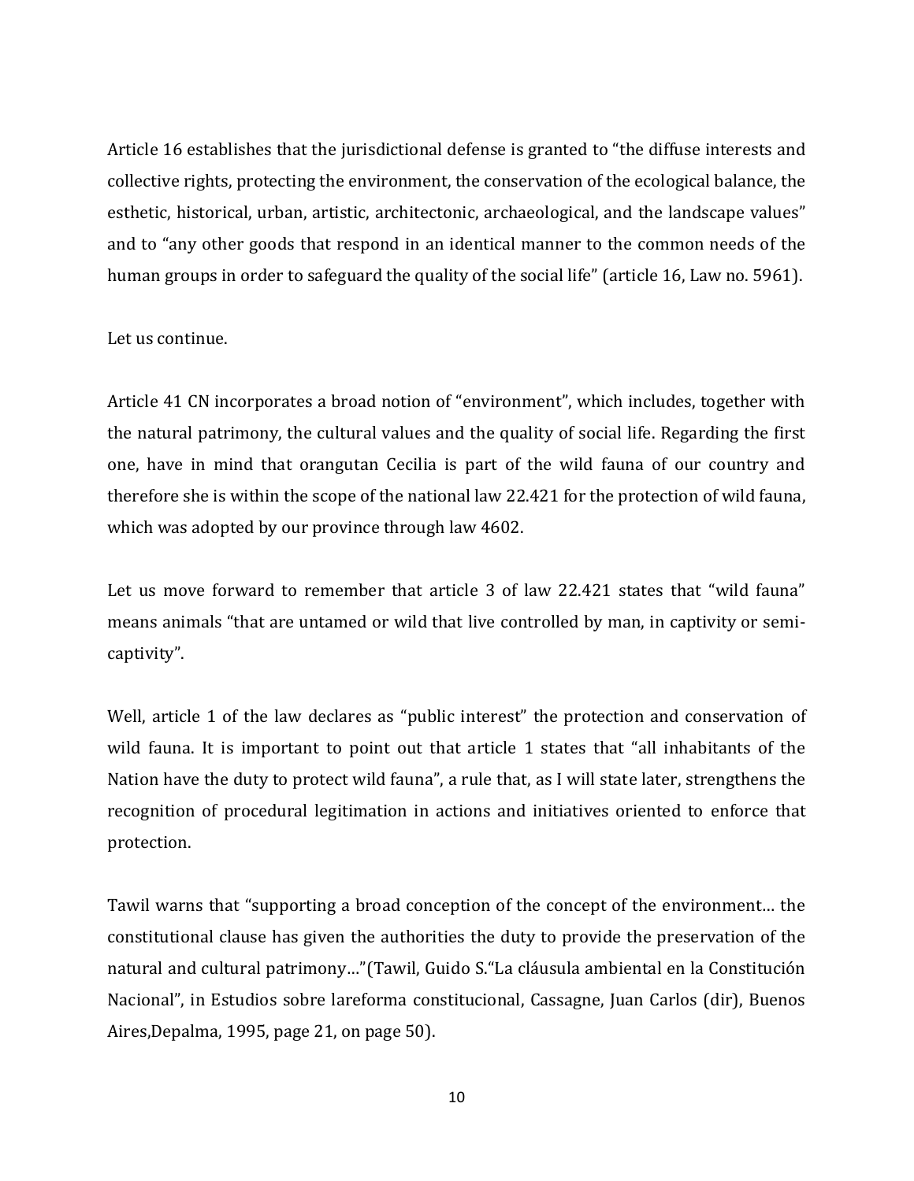Article 16 establishes that the jurisdictional defense is granted to “the diffuse interests and collective rights, protecting the environment, the conservation of the ecological balance, the esthetic, historical, urban, artistic, architectonic, archaeological, and the landscape values” and to “any other goods that respond in an identical manner to the common needs of the human groups in order to safeguard the quality of the social life” (article 16, Law no. 5961).

Let us continue.

Article 41 CN incorporates a broad notion of “environment”, which includes, together with the natural patrimony, the cultural values and the quality of social life. Regarding the first one, have in mind that orangutan Cecilia is part of the wild fauna of our country and therefore she is within the scope of the national law 22.421 for the protection of wild fauna, which was adopted by our province through law 4602.

Let us move forward to remember that article 3 of law 22.421 states that “wild fauna” means animals “that are untamed or wild that live controlled by man, in captivity or semi-captivity”.

Well, article 1 of the law declares as “public interest” the protection and conservation of wild fauna. It is important to point out that article 1 states that “all inhabitants of the Nation have the duty to protect wild fauna”, a rule that, as I will state later, strengthens the recognition of procedural legitimation in actions and initiatives oriented to enforce that protection.

Tawil warns that “supporting a broad conception of the concept of the environment… the constitutional clause has given the authorities the duty to provide the preservation of the natural and cultural patrimony…”(Tawil, Guido S.“La cláusula ambiental en la Constitución Nacional”, in Estudios sobre lareforma constitucional, Cassagne, Juan Carlos (dir), Buenos Aires,Depalma, 1995, page 21, on page 50).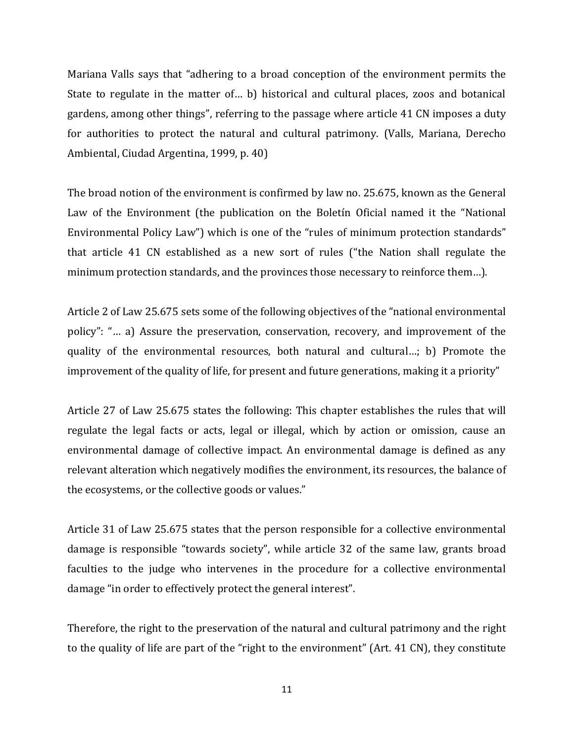Mariana Valls says that "adhering to a broad conception of the environment permits the State to regulate in the matter of… b) historical and cultural places, zoos and botanical gardens, among other things", referring to the passage where article 41 CN imposes a duty for authorities to protect the natural and cultural patrimony. (Valls, Mariana, Derecho Ambiental, Ciudad Argentina, 1999, p. 40)

The broad notion of the environment is confirmed by law no. 25.675, known as the General Law of the Environment (the publication on the Boletín Oficial named it the "National Environmental Policy Law") which is one of the "rules of minimum protection standards" that article 41 CN established as a new sort of rules ("the Nation shall regulate the minimum protection standards, and the provinces those necessary to reinforce them…).

Article 2 of Law 25.675 sets some of the following objectives of the "national environmental policy": "… a) Assure the preservation, conservation, recovery, and improvement of the quality of the environmental resources, both natural and cultural…; b) Promote the improvement of the quality of life, for present and future generations, making it a priority"

Article 27 of Law 25.675 states the following: This chapter establishes the rules that will regulate the legal facts or acts, legal or illegal, which by action or omission, cause an environmental damage of collective impact. An environmental damage is defined as any relevant alteration which negatively modifies the environment, its resources, the balance of the ecosystems, or the collective goods or values."

Article 31 of Law 25.675 states that the person responsible for a collective environmental damage is responsible "towards society", while article 32 of the same law, grants broad faculties to the judge who intervenes in the procedure for a collective environmental damage "in order to effectively protect the general interest".

Therefore, the right to the preservation of the natural and cultural patrimony and the right to the quality of life are part of the "right to the environment" (Art. 41 CN), they constitute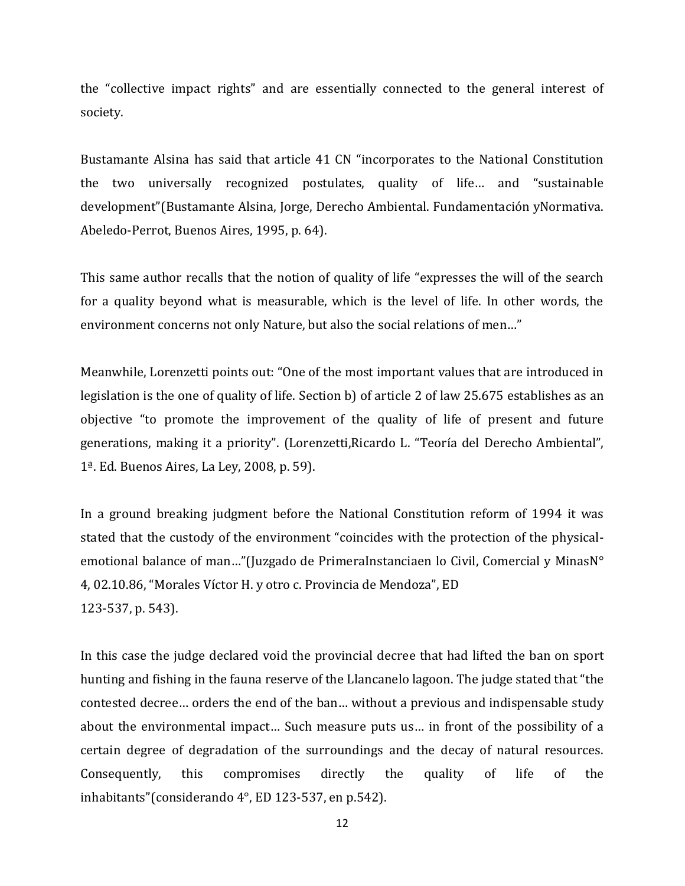the "collective impact rights" and are essentially connected to the general interest of society.

Bustamante Alsina has said that article 41 CN "incorporates to the National Constitution the two universally recognized postulates, quality of life… and "sustainable development"(Bustamante Alsina, Jorge, Derecho Ambiental. Fundamentación yNormativa. Abeledo-Perrot, Buenos Aires, 1995, p. 64).

This same author recalls that the notion of quality of life "expresses the will of the search for a quality beyond what is measurable, which is the level of life. In other words, the environment concerns not only Nature, but also the social relations of men…"

Meanwhile, Lorenzetti points out: "One of the most important values that are introduced in legislation is the one of quality of life. Section b) of article 2 of law 25.675 establishes as an objective "to promote the improvement of the quality of life of present and future generations, making it a priority". (Lorenzetti,Ricardo L. "Teoría del Derecho Ambiental", 1ª. Ed. Buenos Aires, La Ley, 2008, p. 59).

In a ground breaking judgment before the National Constitution reform of 1994 it was stated that the custody of the environment "coincides with the protection of the physical-emotional balance of man…"(Juzgado de PrimeraInstanciaen lo Civil, Comercial y MinasN° 4, 02.10.86, "Morales Víctor H. y otro c. Provincia de Mendoza", ED 123-537, p. 543).

In this case the judge declared void the provincial decree that had lifted the ban on sport hunting and fishing in the fauna reserve of the Llancanelo lagoon. The judge stated that "the contested decree… orders the end of the ban… without a previous and indispensable study about the environmental impact… Such measure puts us… in front of the possibility of a certain degree of degradation of the surroundings and the decay of natural resources. Consequently, this compromises directly the quality of life of the inhabitants"(considerando 4°, ED 123-537, en p.542).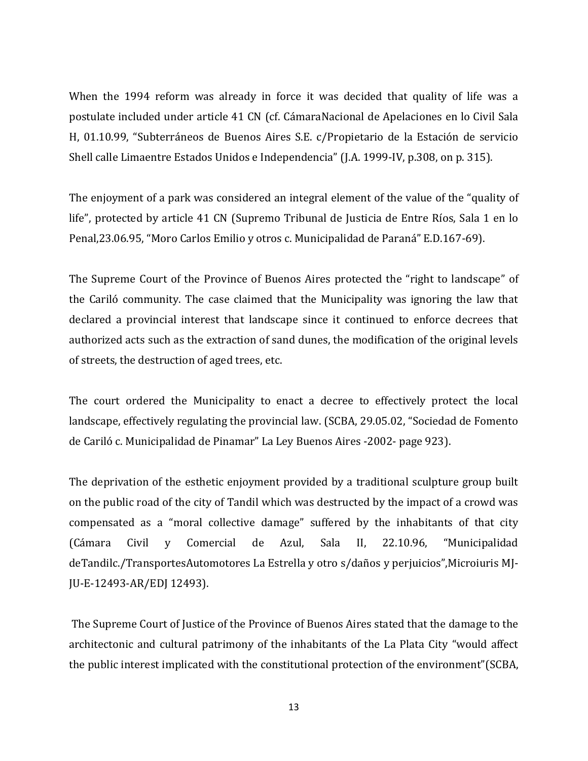When the 1994 reform was already in force it was decided that quality of life was a postulate included under article 41 CN (cf. CámaraNacional de Apelaciones en lo Civil Sala H, 01.10.99, "Subterráneos de Buenos Aires S.E. c/Propietario de la Estación de servicio Shell calle Limaentre Estados Unidos e Independencia" (J.A. 1999-IV, p.308, on p. 315).

The enjoyment of a park was considered an integral element of the value of the "quality of life", protected by article 41 CN (Supremo Tribunal de Justicia de Entre Ríos, Sala 1 en lo Penal,23.06.95, "Moro Carlos Emilio y otros c. Municipalidad de Paraná" E.D.167-69).

The Supreme Court of the Province of Buenos Aires protected the "right to landscape" of the Cariló community. The case claimed that the Municipality was ignoring the law that declared a provincial interest that landscape since it continued to enforce decrees that authorized acts such as the extraction of sand dunes, the modification of the original levels of streets, the destruction of aged trees, etc.

The court ordered the Municipality to enact a decree to effectively protect the local landscape, effectively regulating the provincial law. (SCBA, 29.05.02, "Sociedad de Fomento de Cariló c. Municipalidad de Pinamar" La Ley Buenos Aires -2002- page 923).

The deprivation of the esthetic enjoyment provided by a traditional sculpture group built on the public road of the city of Tandil which was destructed by the impact of a crowd was compensated as a "moral collective damage" suffered by the inhabitants of that city (Cámara Civil y Comercial de Azul, Sala II, 22.10.96, "Municipalidad deTandilc./TransportesAutomotores La Estrella y otro s/daños y perjuicios",Microiuris MJ-JU-E-12493-AR/EDJ 12493).

The Supreme Court of Justice of the Province of Buenos Aires stated that the damage to the architectonic and cultural patrimony of the inhabitants of the La Plata City "would affect the public interest implicated with the constitutional protection of the environment"(SCBA,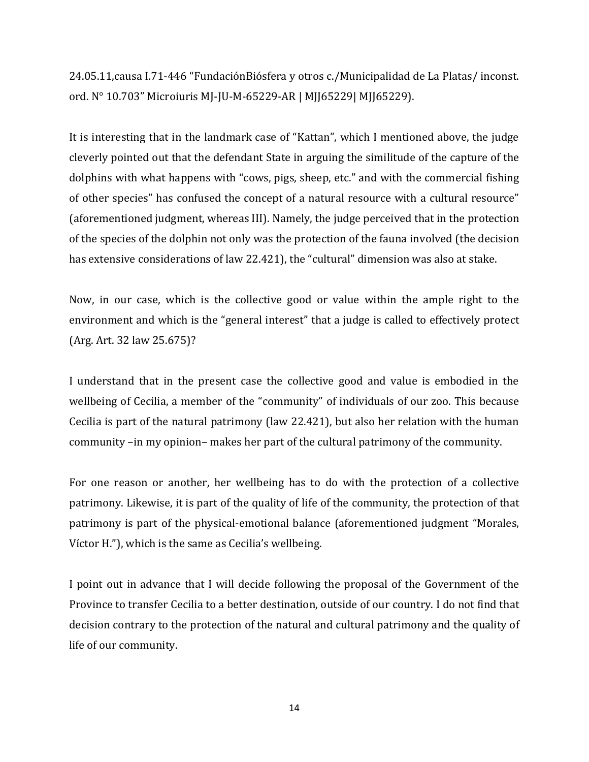24.05.11,causa I.71-446 "FundaciónBiósfera y otros c./Municipalidad de La Platas/ inconst. ord. N° 10.703" Microiuris MJ-JU-M-65229-AR | MJJ65229| MJJ65229).

It is interesting that in the landmark case of "Kattan", which I mentioned above, the judge cleverly pointed out that the defendant State in arguing the similitude of the capture of the dolphins with what happens with "cows, pigs, sheep, etc." and with the commercial fishing of other species" has confused the concept of a natural resource with a cultural resource" (aforementioned judgment, whereas III). Namely, the judge perceived that in the protection of the species of the dolphin not only was the protection of the fauna involved (the decision has extensive considerations of law 22.421), the "cultural" dimension was also at stake.

Now, in our case, which is the collective good or value within the ample right to the environment and which is the "general interest" that a judge is called to effectively protect (Arg. Art. 32 law 25.675)?

I understand that in the present case the collective good and value is embodied in the wellbeing of Cecilia, a member of the "community" of individuals of our zoo. This because Cecilia is part of the natural patrimony (law 22.421), but also her relation with the human community –in my opinion– makes her part of the cultural patrimony of the community.

For one reason or another, her wellbeing has to do with the protection of a collective patrimony. Likewise, it is part of the quality of life of the community, the protection of that patrimony is part of the physical-emotional balance (aforementioned judgment "Morales, Víctor H."), which is the same as Cecilia's wellbeing.

I point out in advance that I will decide following the proposal of the Government of the Province to transfer Cecilia to a better destination, outside of our country. I do not find that decision contrary to the protection of the natural and cultural patrimony and the quality of life of our community.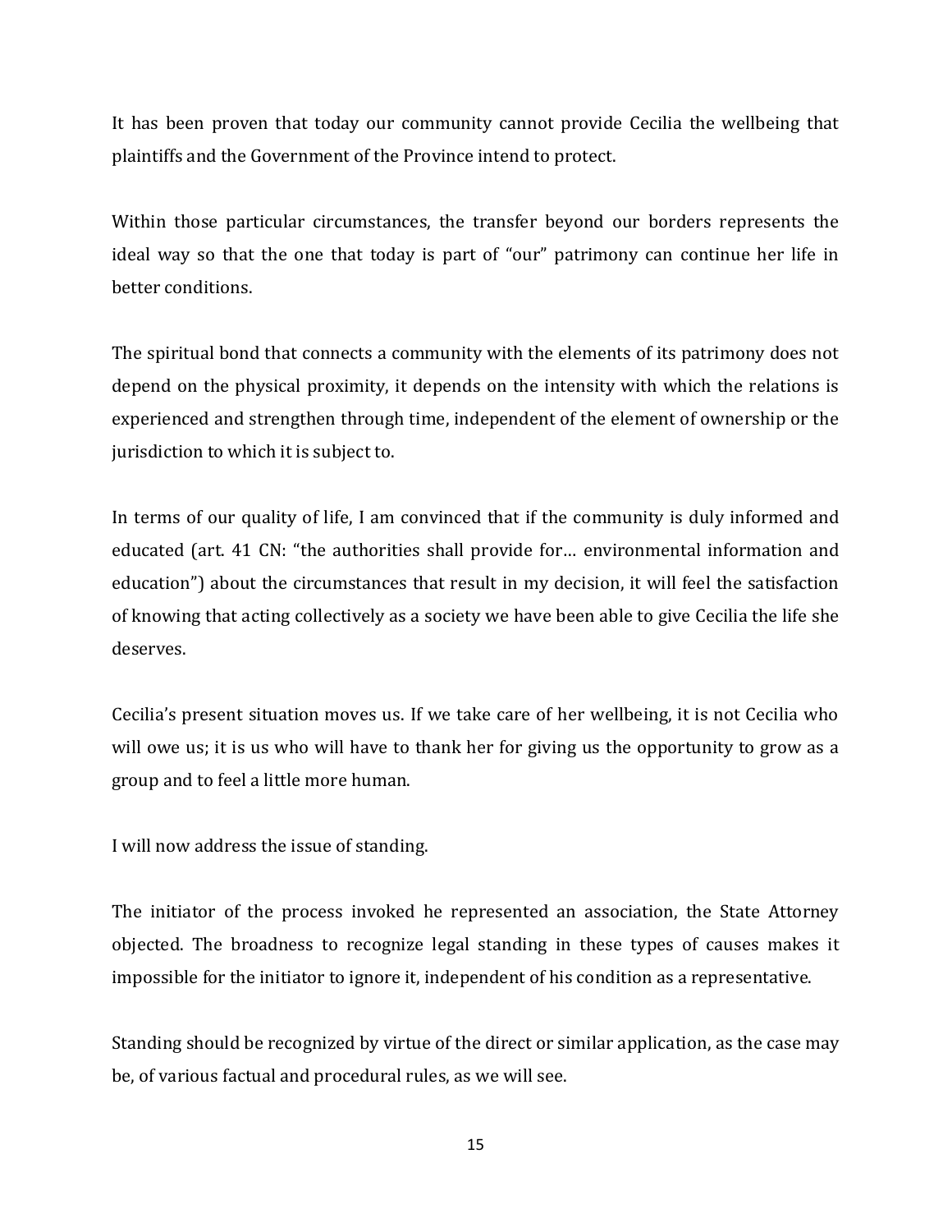It has been proven that today our community cannot provide Cecilia the wellbeing that plaintiffs and the Government of the Province intend to protect.

Within those particular circumstances, the transfer beyond our borders represents the ideal way so that the one that today is part of "our" patrimony can continue her life in better conditions.

The spiritual bond that connects a community with the elements of its patrimony does not depend on the physical proximity, it depends on the intensity with which the relations is experienced and strengthen through time, independent of the element of ownership or the jurisdiction to which it is subject to.

In terms of our quality of life, I am convinced that if the community is duly informed and educated (art. 41 CN: "the authorities shall provide for… environmental information and education") about the circumstances that result in my decision, it will feel the satisfaction of knowing that acting collectively as a society we have been able to give Cecilia the life she deserves.

Cecilia's present situation moves us. If we take care of her wellbeing, it is not Cecilia who will owe us; it is us who will have to thank her for giving us the opportunity to grow as a group and to feel a little more human.

I will now address the issue of standing.

The initiator of the process invoked he represented an association, the State Attorney objected. The broadness to recognize legal standing in these types of causes makes it impossible for the initiator to ignore it, independent of his condition as a representative.

Standing should be recognized by virtue of the direct or similar application, as the case may be, of various factual and procedural rules, as we will see.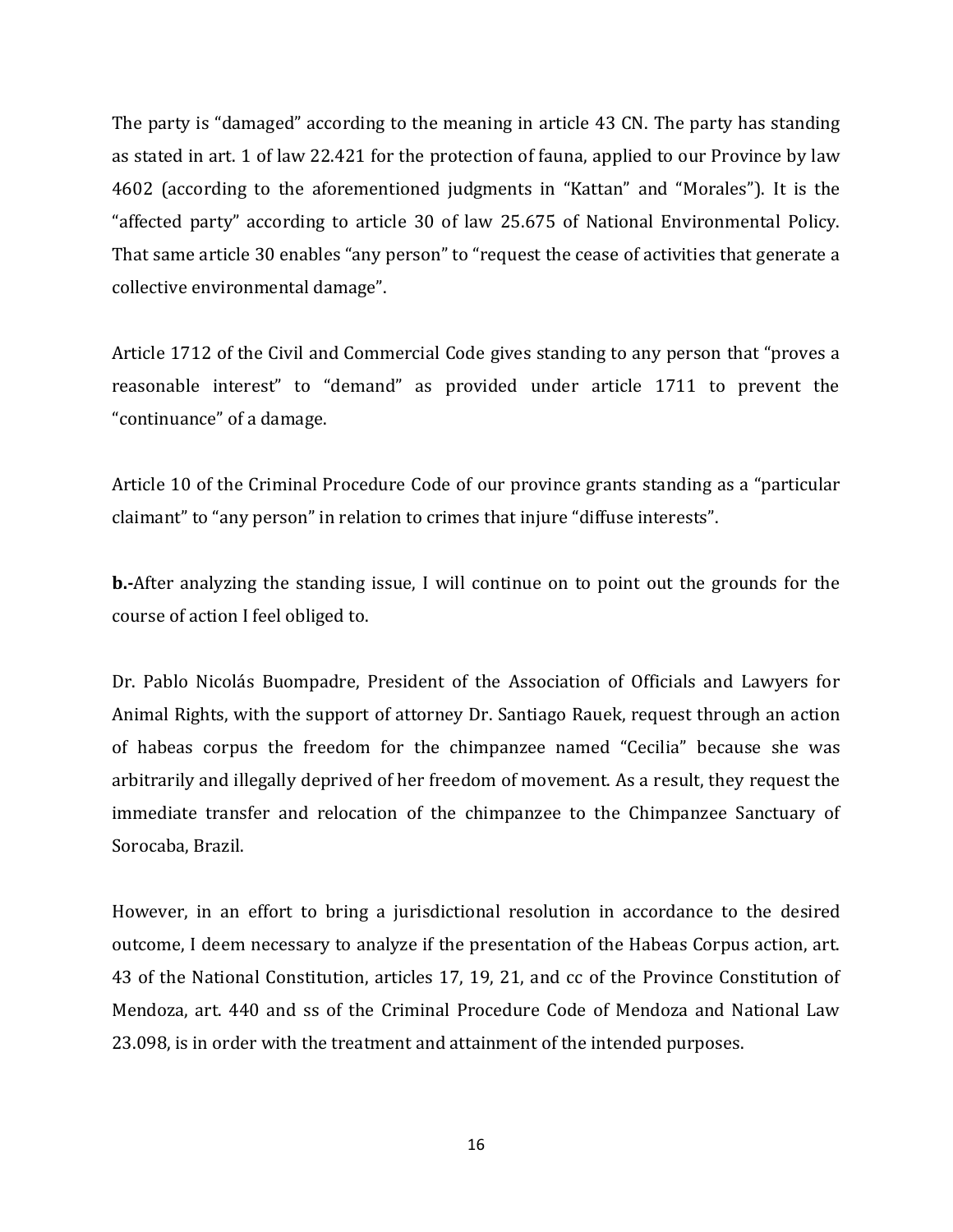The party is "damaged" according to the meaning in article 43 CN. The party has standing as stated in art. 1 of law 22.421 for the protection of fauna, applied to our Province by law 4602 (according to the aforementioned judgments in "Kattan" and "Morales"). It is the "affected party" according to article 30 of law 25.675 of National Environmental Policy. That same article 30 enables "any person" to "request the cease of activities that generate a collective environmental damage".

Article 1712 of the Civil and Commercial Code gives standing to any person that "proves a reasonable interest" to "demand" as provided under article 1711 to prevent the "continuance" of a damage.

Article 10 of the Criminal Procedure Code of our province grants standing as a "particular claimant" to "any person" in relation to crimes that injure "diffuse interests".

**b.-**After analyzing the standing issue, I will continue on to point out the grounds for the course of action I feel obliged to.

Dr. Pablo Nicolás Buompadre, President of the Association of Officials and Lawyers for Animal Rights, with the support of attorney Dr. Santiago Rauek, request through an action of habeas corpus the freedom for the chimpanzee named "Cecilia" because she was arbitrarily and illegally deprived of her freedom of movement. As a result, they request the immediate transfer and relocation of the chimpanzee to the Chimpanzee Sanctuary of Sorocaba, Brazil.

However, in an effort to bring a jurisdictional resolution in accordance to the desired outcome, I deem necessary to analyze if the presentation of the Habeas Corpus action, art. 43 of the National Constitution, articles 17, 19, 21, and cc of the Province Constitution of Mendoza, art. 440 and ss of the Criminal Procedure Code of Mendoza and National Law 23.098, is in order with the treatment and attainment of the intended purposes.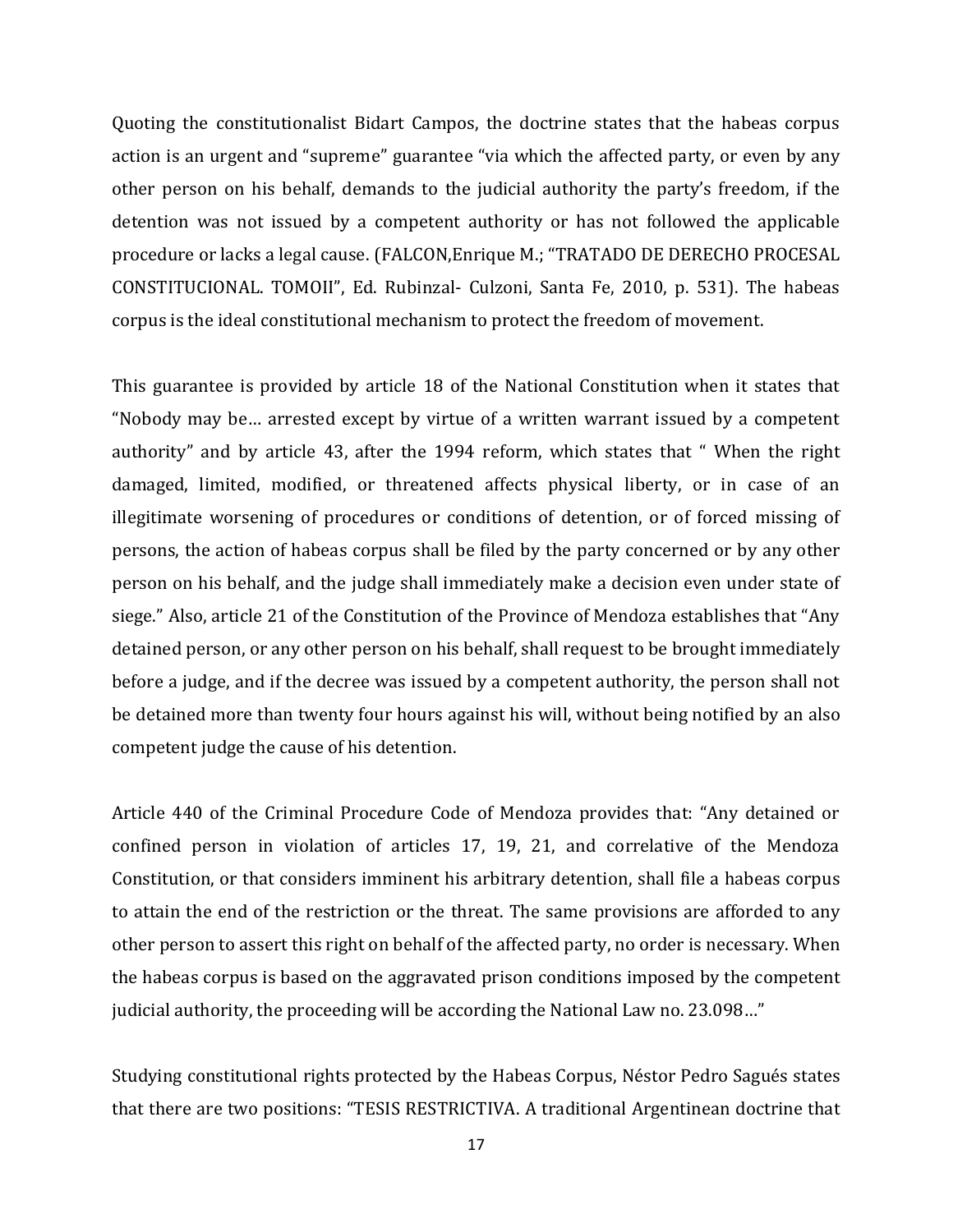Quoting the constitutionalist Bidart Campos, the doctrine states that the habeas corpus action is an urgent and "supreme" guarantee "via which the affected party, or even by any other person on his behalf, demands to the judicial authority the party's freedom, if the detention was not issued by a competent authority or has not followed the applicable procedure or lacks a legal cause. (FALCON,Enrique M.; "TRATADO DE DERECHO PROCESAL CONSTITUCIONAL. TOMOII", Ed. Rubinzal- Culzoni, Santa Fe, 2010, p. 531). The habeas corpus is the ideal constitutional mechanism to protect the freedom of movement.

This guarantee is provided by article 18 of the National Constitution when it states that "Nobody may be… arrested except by virtue of a written warrant issued by a competent authority" and by article 43, after the 1994 reform, which states that " When the right damaged, limited, modified, or threatened affects physical liberty, or in case of an illegitimate worsening of procedures or conditions of detention, or of forced missing of persons, the action of habeas corpus shall be filed by the party concerned or by any other person on his behalf, and the judge shall immediately make a decision even under state of siege." Also, article 21 of the Constitution of the Province of Mendoza establishes that "Any detained person, or any other person on his behalf, shall request to be brought immediately before a judge, and if the decree was issued by a competent authority, the person shall not be detained more than twenty four hours against his will, without being notified by an also competent judge the cause of his detention.

Article 440 of the Criminal Procedure Code of Mendoza provides that: "Any detained or confined person in violation of articles 17, 19, 21, and correlative of the Mendoza Constitution, or that considers imminent his arbitrary detention, shall file a habeas corpus to attain the end of the restriction or the threat. The same provisions are afforded to any other person to assert this right on behalf of the affected party, no order is necessary. When the habeas corpus is based on the aggravated prison conditions imposed by the competent judicial authority, the proceeding will be according the National Law no. 23.098…"

Studying constitutional rights protected by the Habeas Corpus, Néstor Pedro Sagués states that there are two positions: "TESIS RESTRICTIVA. A traditional Argentinean doctrine that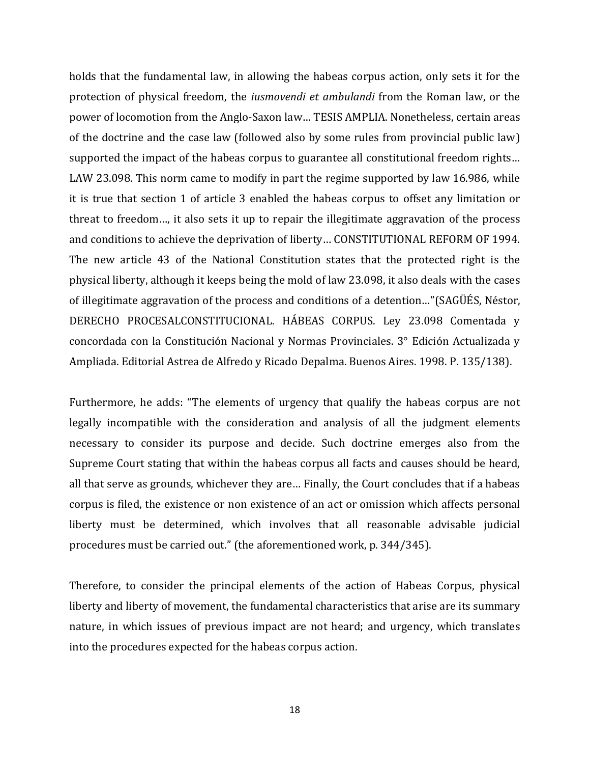holds that the fundamental law, in allowing the habeas corpus action, only sets it for the protection of physical freedom, the *iusmovendi et ambulandi* from the Roman law, or the power of locomotion from the Anglo-Saxon law… TESIS AMPLIA. Nonetheless, certain areas of the doctrine and the case law (followed also by some rules from provincial public law) supported the impact of the habeas corpus to guarantee all constitutional freedom rights… LAW 23.098. This norm came to modify in part the regime supported by law 16.986, while it is true that section 1 of article 3 enabled the habeas corpus to offset any limitation or threat to freedom…, it also sets it up to repair the illegitimate aggravation of the process and conditions to achieve the deprivation of liberty… CONSTITUTIONAL REFORM OF 1994. The new article 43 of the National Constitution states that the protected right is the physical liberty, although it keeps being the mold of law 23.098, it also deals with the cases of illegitimate aggravation of the process and conditions of a detention…"(SAGÜÉS, Néstor, DERECHO PROCESALCONSTITUCIONAL. HÁBEAS CORPUS. Ley 23.098 Comentada y concordada con la Constitución Nacional y Normas Provinciales. 3° Edición Actualizada y Ampliada. Editorial Astrea de Alfredo y Ricado Depalma. Buenos Aires. 1998. P. 135/138).

Furthermore, he adds: "The elements of urgency that qualify the habeas corpus are not legally incompatible with the consideration and analysis of all the judgment elements necessary to consider its purpose and decide. Such doctrine emerges also from the Supreme Court stating that within the habeas corpus all facts and causes should be heard, all that serve as grounds, whichever they are… Finally, the Court concludes that if a habeas corpus is filed, the existence or non existence of an act or omission which affects personal liberty must be determined, which involves that all reasonable advisable judicial procedures must be carried out." (the aforementioned work, p. 344/345).

Therefore, to consider the principal elements of the action of Habeas Corpus, physical liberty and liberty of movement, the fundamental characteristics that arise are its summary nature, in which issues of previous impact are not heard; and urgency, which translates into the procedures expected for the habeas corpus action.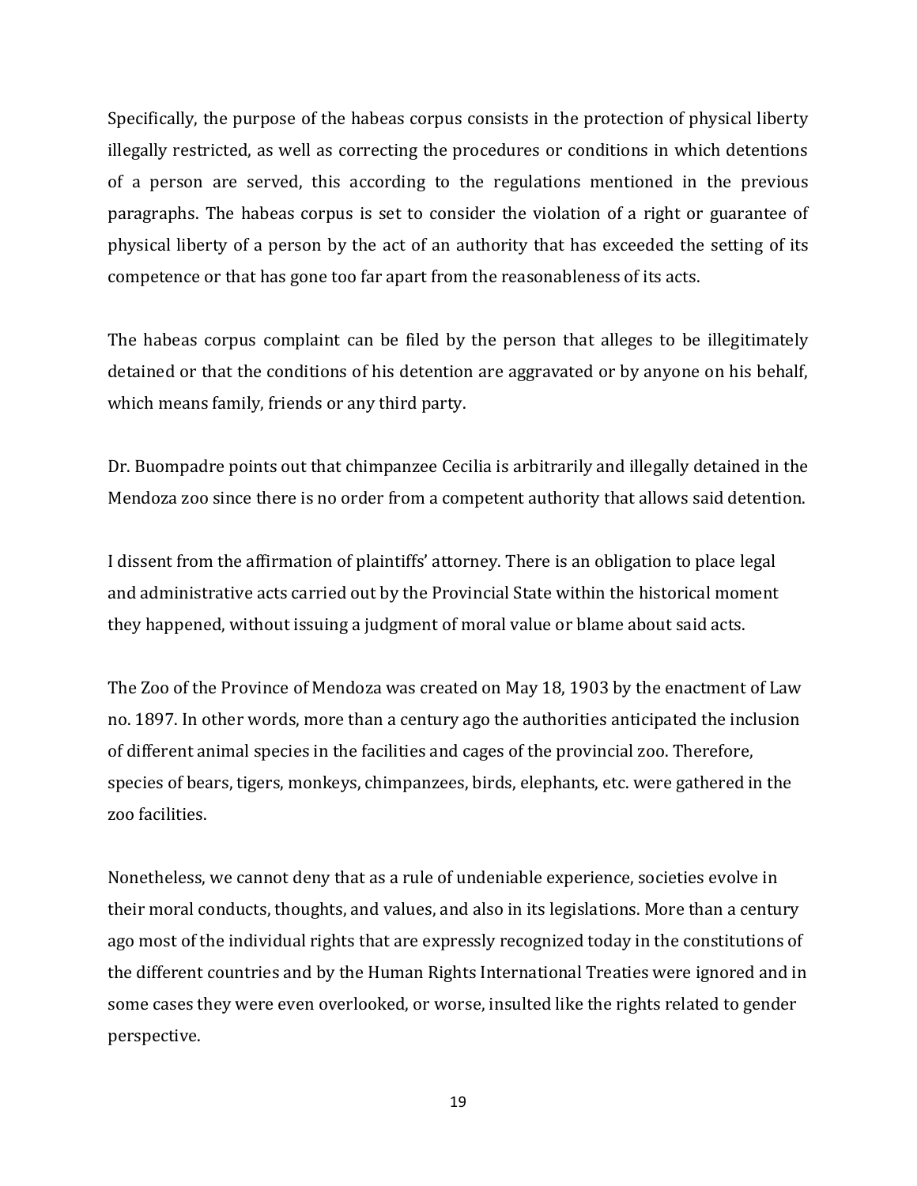Specifically, the purpose of the habeas corpus consists in the protection of physical liberty illegally restricted, as well as correcting the procedures or conditions in which detentions of a person are served, this according to the regulations mentioned in the previous paragraphs. The habeas corpus is set to consider the violation of a right or guarantee of physical liberty of a person by the act of an authority that has exceeded the setting of its competence or that has gone too far apart from the reasonableness of its acts.

The habeas corpus complaint can be filed by the person that alleges to be illegitimately detained or that the conditions of his detention are aggravated or by anyone on his behalf, which means family, friends or any third party.

Dr. Buompadre points out that chimpanzee Cecilia is arbitrarily and illegally detained in the Mendoza zoo since there is no order from a competent authority that allows said detention.

I dissent from the affirmation of plaintiffs' attorney. There is an obligation to place legal and administrative acts carried out by the Provincial State within the historical moment they happened, without issuing a judgment of moral value or blame about said acts.

The Zoo of the Province of Mendoza was created on May 18, 1903 by the enactment of Law no. 1897. In other words, more than a century ago the authorities anticipated the inclusion of different animal species in the facilities and cages of the provincial zoo. Therefore, species of bears, tigers, monkeys, chimpanzees, birds, elephants, etc. were gathered in the zoo facilities.

Nonetheless, we cannot deny that as a rule of undeniable experience, societies evolve in their moral conducts, thoughts, and values, and also in its legislations. More than a century ago most of the individual rights that are expressly recognized today in the constitutions of the different countries and by the Human Rights International Treaties were ignored and in some cases they were even overlooked, or worse, insulted like the rights related to gender perspective.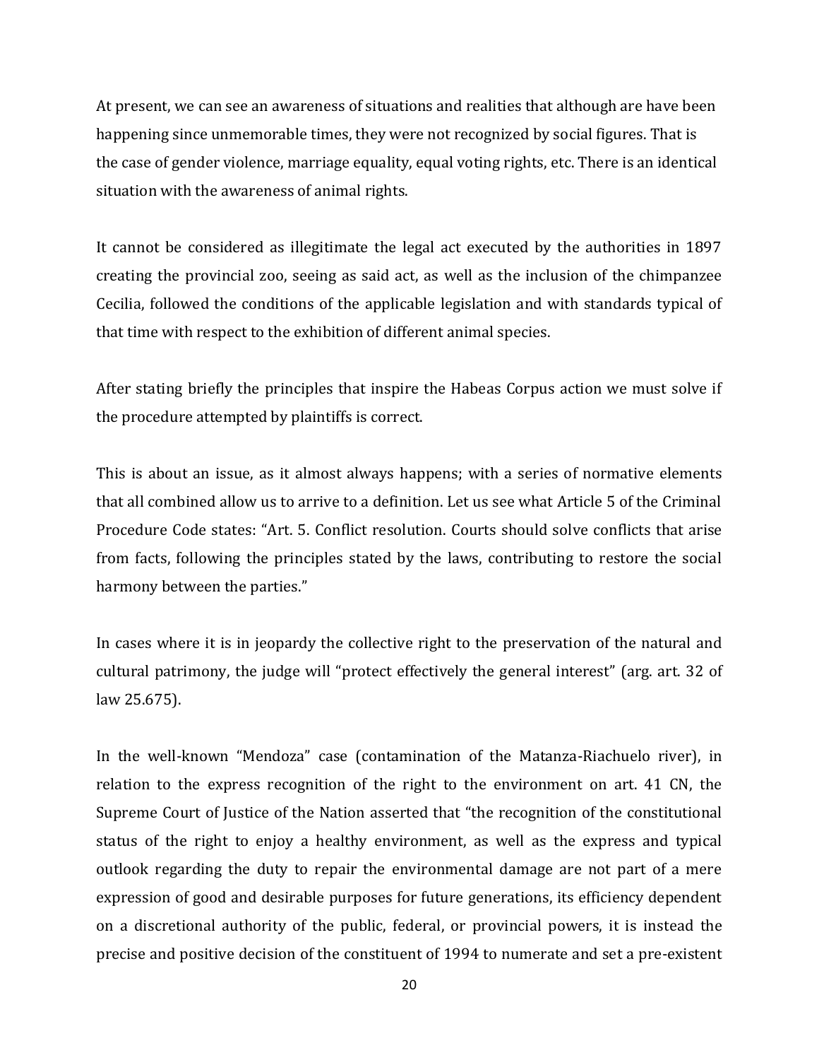At present, we can see an awareness of situations and realities that although are have been happening since unmemorable times, they were not recognized by social figures. That is the case of gender violence, marriage equality, equal voting rights, etc. There is an identical situation with the awareness of animal rights.

It cannot be considered as illegitimate the legal act executed by the authorities in 1897 creating the provincial zoo, seeing as said act, as well as the inclusion of the chimpanzee Cecilia, followed the conditions of the applicable legislation and with standards typical of that time with respect to the exhibition of different animal species.

After stating briefly the principles that inspire the Habeas Corpus action we must solve if the procedure attempted by plaintiffs is correct.

This is about an issue, as it almost always happens; with a series of normative elements that all combined allow us to arrive to a definition. Let us see what Article 5 of the Criminal Procedure Code states: "Art. 5. Conflict resolution. Courts should solve conflicts that arise from facts, following the principles stated by the laws, contributing to restore the social harmony between the parties."

In cases where it is in jeopardy the collective right to the preservation of the natural and cultural patrimony, the judge will "protect effectively the general interest" (arg. art. 32 of law 25.675).

In the well-known "Mendoza" case (contamination of the Matanza-Riachuelo river), in relation to the express recognition of the right to the environment on art. 41 CN, the Supreme Court of Justice of the Nation asserted that "the recognition of the constitutional status of the right to enjoy a healthy environment, as well as the express and typical outlook regarding the duty to repair the environmental damage are not part of a mere expression of good and desirable purposes for future generations, its efficiency dependent on a discretional authority of the public, federal, or provincial powers, it is instead the precise and positive decision of the constituent of 1994 to numerate and set a pre-existent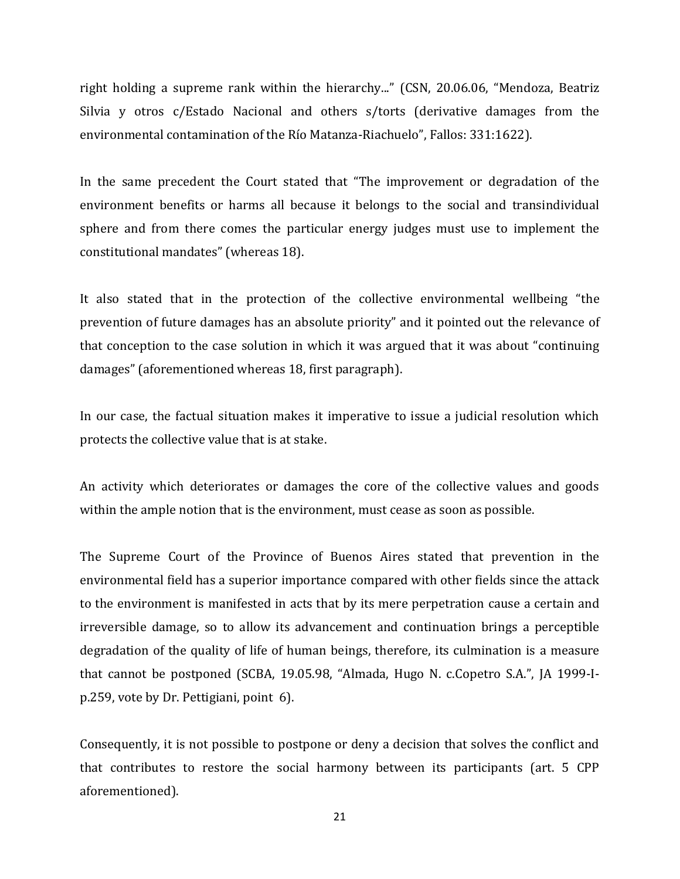right holding a supreme rank within the hierarchy..." (CSN, 20.06.06, "Mendoza, Beatriz Silvia y otros c/Estado Nacional and others s/torts (derivative damages from the environmental contamination of the Río Matanza-Riachuelo", Fallos: 331:1622).

In the same precedent the Court stated that "The improvement or degradation of the environment benefits or harms all because it belongs to the social and transindividual sphere and from there comes the particular energy judges must use to implement the constitutional mandates" (whereas 18).

It also stated that in the protection of the collective environmental wellbeing "the prevention of future damages has an absolute priority" and it pointed out the relevance of that conception to the case solution in which it was argued that it was about "continuing damages" (aforementioned whereas 18, first paragraph).

In our case, the factual situation makes it imperative to issue a judicial resolution which protects the collective value that is at stake.

An activity which deteriorates or damages the core of the collective values and goods within the ample notion that is the environment, must cease as soon as possible.

The Supreme Court of the Province of Buenos Aires stated that prevention in the environmental field has a superior importance compared with other fields since the attack to the environment is manifested in acts that by its mere perpetration cause a certain and irreversible damage, so to allow its advancement and continuation brings a perceptible degradation of the quality of life of human beings, therefore, its culmination is a measure that cannot be postponed (SCBA, 19.05.98, "Almada, Hugo N. c.Copetro S.A.", JA 1999-I-p.259, vote by Dr. Pettigiani, point 6).

Consequently, it is not possible to postpone or deny a decision that solves the conflict and that contributes to restore the social harmony between its participants (art. 5 CPP aforementioned).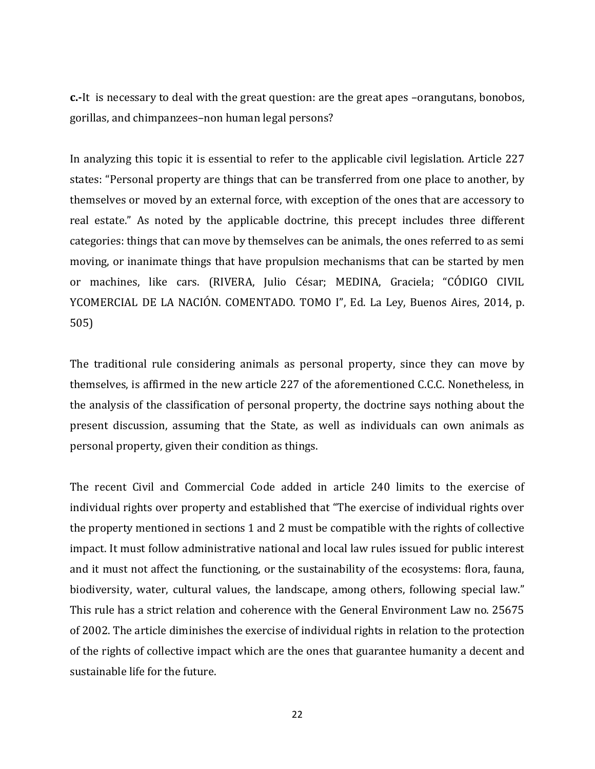**c.-**It is necessary to deal with the great question: are the great apes –orangutans, bonobos, gorillas, and chimpanzees–non human legal persons?

In analyzing this topic it is essential to refer to the applicable civil legislation. Article 227 states: "Personal property are things that can be transferred from one place to another, by themselves or moved by an external force, with exception of the ones that are accessory to real estate." As noted by the applicable doctrine, this precept includes three different categories: things that can move by themselves can be animals, the ones referred to as semi moving, or inanimate things that have propulsion mechanisms that can be started by men or machines, like cars. (RIVERA, Julio César; MEDINA, Graciela; "CÓDIGO CIVIL YCOMERCIAL DE LA NACIÓN. COMENTADO. TOMO I", Ed. La Ley, Buenos Aires, 2014, p. 505)

The traditional rule considering animals as personal property, since they can move by themselves, is affirmed in the new article 227 of the aforementioned C.C.C. Nonetheless, in the analysis of the classification of personal property, the doctrine says nothing about the present discussion, assuming that the State, as well as individuals can own animals as personal property, given their condition as things.

The recent Civil and Commercial Code added in article 240 limits to the exercise of individual rights over property and established that "The exercise of individual rights over the property mentioned in sections 1 and 2 must be compatible with the rights of collective impact. It must follow administrative national and local law rules issued for public interest and it must not affect the functioning, or the sustainability of the ecosystems: flora, fauna, biodiversity, water, cultural values, the landscape, among others, following special law." This rule has a strict relation and coherence with the General Environment Law no. 25675 of 2002. The article diminishes the exercise of individual rights in relation to the protection of the rights of collective impact which are the ones that guarantee humanity a decent and sustainable life for the future.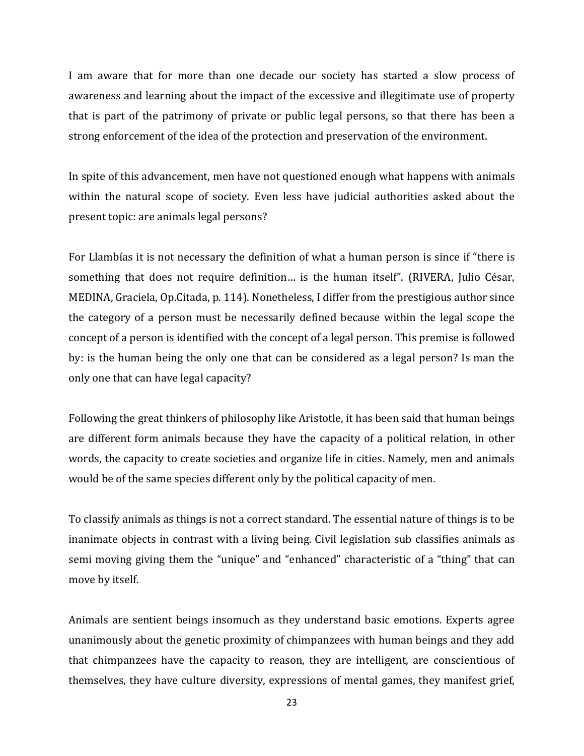I am aware that for more than one decade our society has started a slow process of awareness and learning about the impact of the excessive and illegitimate use of property that is part of the patrimony of private or public legal persons, so that there has been a strong enforcement of the idea of the protection and preservation of the environment.

In spite of this advancement, men have not questioned enough what happens with animals within the natural scope of society. Even less have judicial authorities asked about the present topic: are animals legal persons?

For Llambías it is not necessary the definition of what a human person is since if "there is something that does not require definition… is the human itself". (RIVERA, Julio César, MEDINA, Graciela, Op.Citada, p. 114). Nonetheless, I differ from the prestigious author since the category of a person must be necessarily defined because within the legal scope the concept of a person is identified with the concept of a legal person. This premise is followed by: is the human being the only one that can be considered as a legal person? Is man the only one that can have legal capacity?

Following the great thinkers of philosophy like Aristotle, it has been said that human beings are different form animals because they have the capacity of a political relation, in other words, the capacity to create societies and organize life in cities. Namely, men and animals would be of the same species different only by the political capacity of men.

To classify animals as things is not a correct standard. The essential nature of things is to be inanimate objects in contrast with a living being. Civil legislation sub classifies animals as semi moving giving them the "unique" and "enhanced" characteristic of a "thing" that can move by itself.

Animals are sentient beings insomuch as they understand basic emotions. Experts agree unanimously about the genetic proximity of chimpanzees with human beings and they add that chimpanzees have the capacity to reason, they are intelligent, are conscientious of themselves, they have culture diversity, expressions of mental games, they manifest grief,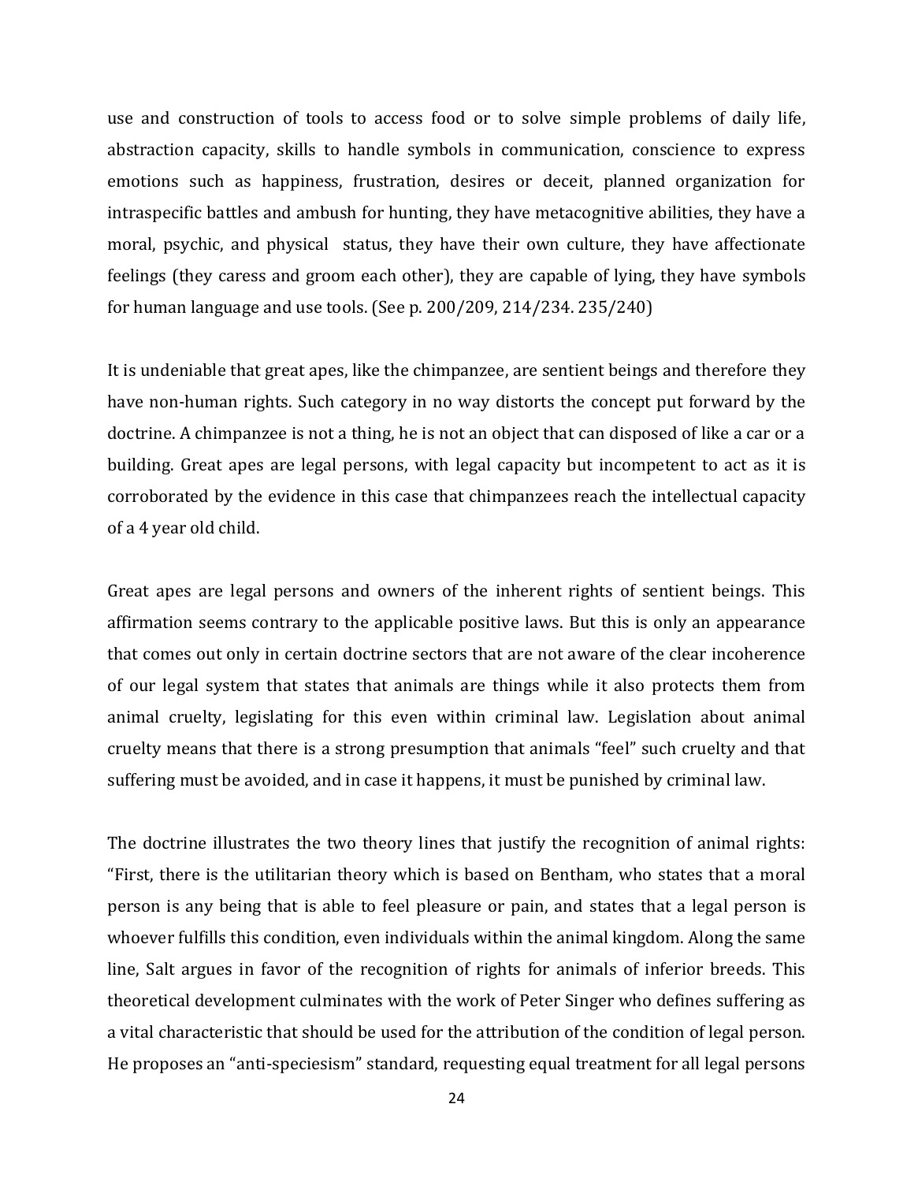use and construction of tools to access food or to solve simple problems of daily life, abstraction capacity, skills to handle symbols in communication, conscience to express emotions such as happiness, frustration, desires or deceit, planned organization for intraspecific battles and ambush for hunting, they have metacognitive abilities, they have a moral, psychic, and physical status, they have their own culture, they have affectionate feelings (they caress and groom each other), they are capable of lying, they have symbols for human language and use tools. (See p. 200/209, 214/234. 235/240)

It is undeniable that great apes, like the chimpanzee, are sentient beings and therefore they have non-human rights. Such category in no way distorts the concept put forward by the doctrine. A chimpanzee is not a thing, he is not an object that can disposed of like a car or a building. Great apes are legal persons, with legal capacity but incompetent to act as it is corroborated by the evidence in this case that chimpanzees reach the intellectual capacity of a 4 year old child.

Great apes are legal persons and owners of the inherent rights of sentient beings. This affirmation seems contrary to the applicable positive laws. But this is only an appearance that comes out only in certain doctrine sectors that are not aware of the clear incoherence of our legal system that states that animals are things while it also protects them from animal cruelty, legislating for this even within criminal law. Legislation about animal cruelty means that there is a strong presumption that animals "feel" such cruelty and that suffering must be avoided, and in case it happens, it must be punished by criminal law.

The doctrine illustrates the two theory lines that justify the recognition of animal rights: "First, there is the utilitarian theory which is based on Bentham, who states that a moral person is any being that is able to feel pleasure or pain, and states that a legal person is whoever fulfills this condition, even individuals within the animal kingdom. Along the same line, Salt argues in favor of the recognition of rights for animals of inferior breeds. This theoretical development culminates with the work of Peter Singer who defines suffering as a vital characteristic that should be used for the attribution of the condition of legal person. He proposes an "anti-speciesism" standard, requesting equal treatment for all legal persons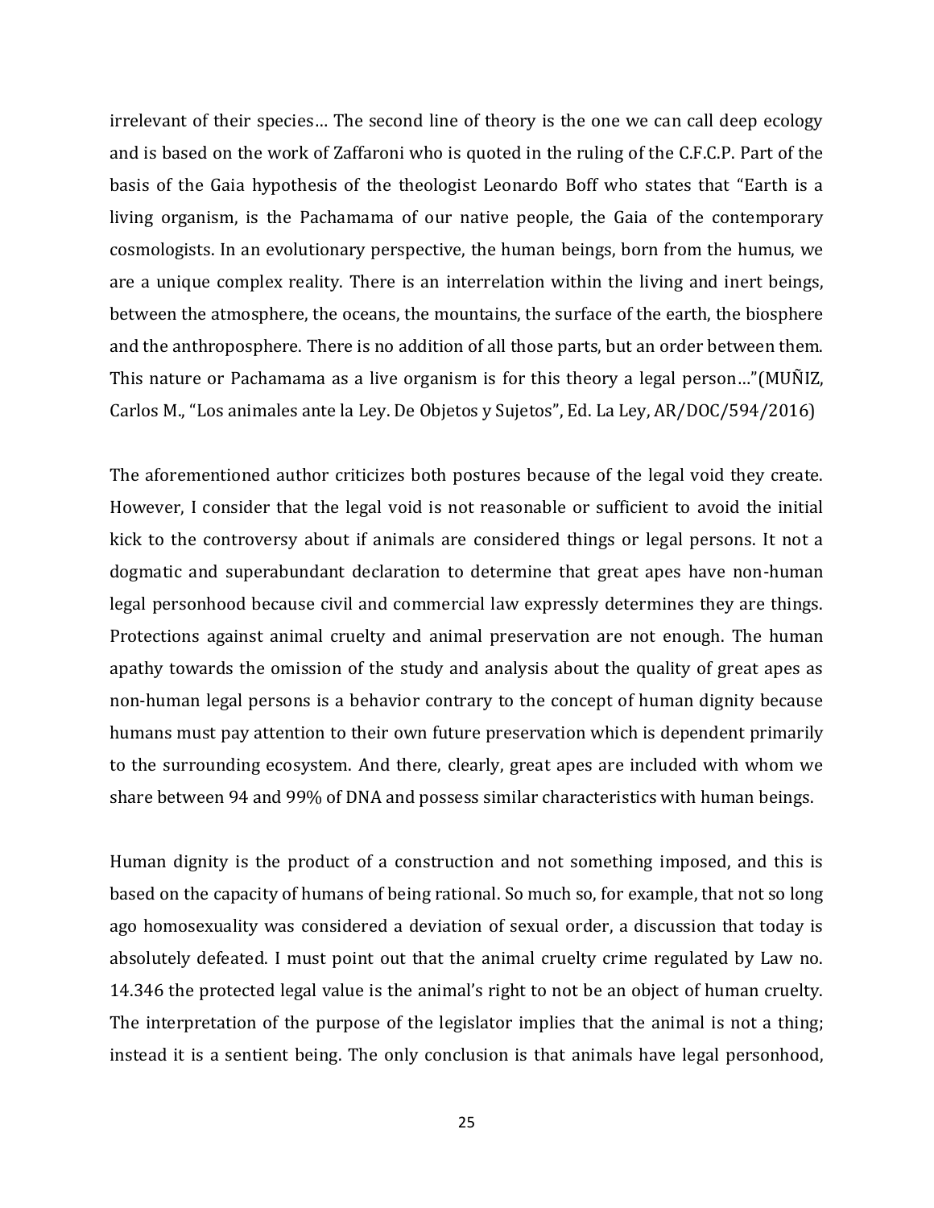irrelevant of their species… The second line of theory is the one we can call deep ecology and is based on the work of Zaffaroni who is quoted in the ruling of the C.F.C.P. Part of the basis of the Gaia hypothesis of the theologist Leonardo Boff who states that "Earth is a living organism, is the Pachamama of our native people, the Gaia of the contemporary cosmologists. In an evolutionary perspective, the human beings, born from the humus, we are a unique complex reality. There is an interrelation within the living and inert beings, between the atmosphere, the oceans, the mountains, the surface of the earth, the biosphere and the anthroposphere. There is no addition of all those parts, but an order between them. This nature or Pachamama as a live organism is for this theory a legal person…"(MUÑIZ, Carlos M., "Los animales ante la Ley. De Objetos y Sujetos", Ed. La Ley, AR/DOC/594/2016)

The aforementioned author criticizes both postures because of the legal void they create. However, I consider that the legal void is not reasonable or sufficient to avoid the initial kick to the controversy about if animals are considered things or legal persons. It not a dogmatic and superabundant declaration to determine that great apes have non-human legal personhood because civil and commercial law expressly determines they are things. Protections against animal cruelty and animal preservation are not enough. The human apathy towards the omission of the study and analysis about the quality of great apes as non-human legal persons is a behavior contrary to the concept of human dignity because humans must pay attention to their own future preservation which is dependent primarily to the surrounding ecosystem. And there, clearly, great apes are included with whom we share between 94 and 99% of DNA and possess similar characteristics with human beings.

Human dignity is the product of a construction and not something imposed, and this is based on the capacity of humans of being rational. So much so, for example, that not so long ago homosexuality was considered a deviation of sexual order, a discussion that today is absolutely defeated. I must point out that the animal cruelty crime regulated by Law no. 14.346 the protected legal value is the animal's right to not be an object of human cruelty. The interpretation of the purpose of the legislator implies that the animal is not a thing; instead it is a sentient being. The only conclusion is that animals have legal personhood,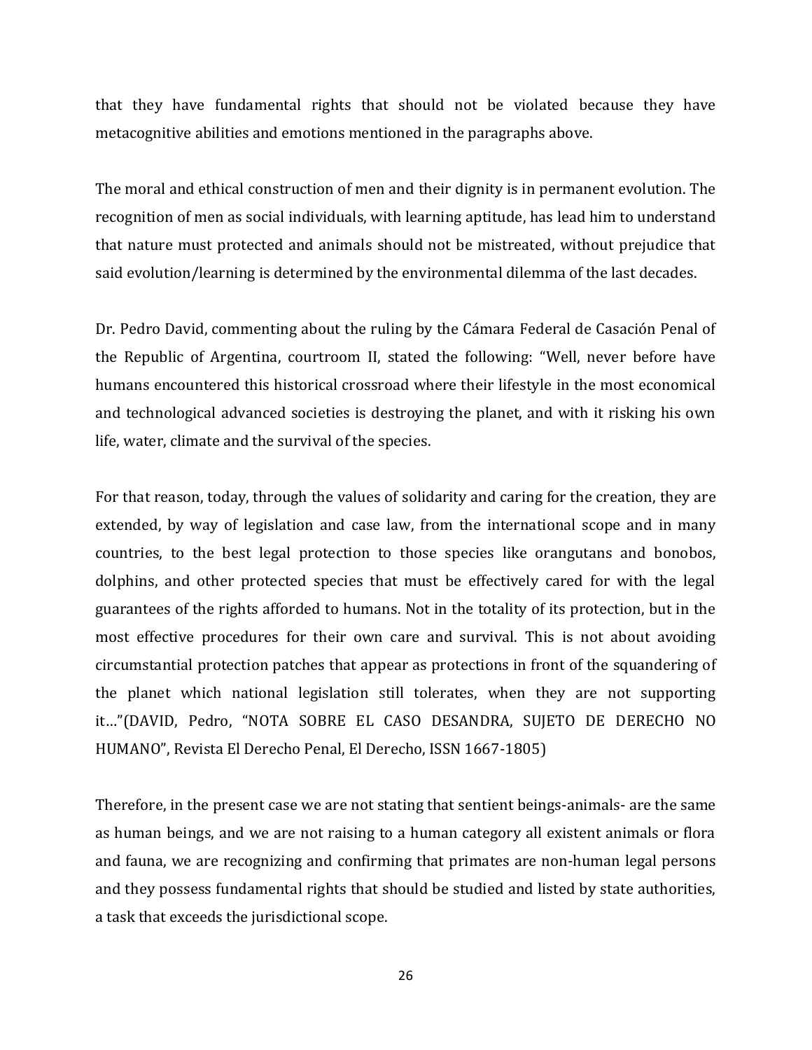that they have fundamental rights that should not be violated because they have metacognitive abilities and emotions mentioned in the paragraphs above.

The moral and ethical construction of men and their dignity is in permanent evolution. The recognition of men as social individuals, with learning aptitude, has lead him to understand that nature must protected and animals should not be mistreated, without prejudice that said evolution/learning is determined by the environmental dilemma of the last decades.

Dr. Pedro David, commenting about the ruling by the Cámara Federal de Casación Penal of the Republic of Argentina, courtroom II, stated the following: "Well, never before have humans encountered this historical crossroad where their lifestyle in the most economical and technological advanced societies is destroying the planet, and with it risking his own life, water, climate and the survival of the species.

For that reason, today, through the values of solidarity and caring for the creation, they are extended, by way of legislation and case law, from the international scope and in many countries, to the best legal protection to those species like orangutans and bonobos, dolphins, and other protected species that must be effectively cared for with the legal guarantees of the rights afforded to humans. Not in the totality of its protection, but in the most effective procedures for their own care and survival. This is not about avoiding circumstantial protection patches that appear as protections in front of the squandering of the planet which national legislation still tolerates, when they are not supporting it…"(DAVID, Pedro, "NOTA SOBRE EL CASO DESANDRA, SUJETO DE DERECHO NO HUMANO", Revista El Derecho Penal, El Derecho, ISSN 1667-1805)

Therefore, in the present case we are not stating that sentient beings-animals- are the same as human beings, and we are not raising to a human category all existent animals or flora and fauna, we are recognizing and confirming that primates are non-human legal persons and they possess fundamental rights that should be studied and listed by state authorities, a task that exceeds the jurisdictional scope.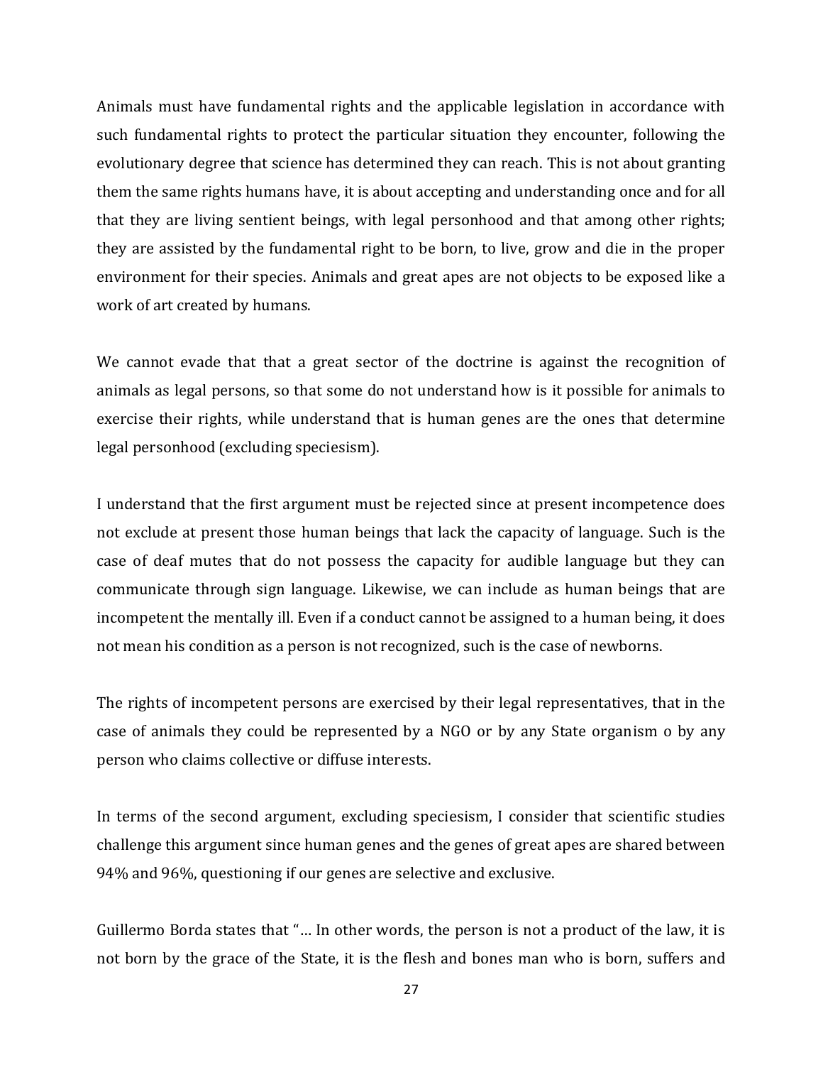Animals must have fundamental rights and the applicable legislation in accordance with such fundamental rights to protect the particular situation they encounter, following the evolutionary degree that science has determined they can reach. This is not about granting them the same rights humans have, it is about accepting and understanding once and for all that they are living sentient beings, with legal personhood and that among other rights; they are assisted by the fundamental right to be born, to live, grow and die in the proper environment for their species. Animals and great apes are not objects to be exposed like a work of art created by humans.

We cannot evade that that a great sector of the doctrine is against the recognition of animals as legal persons, so that some do not understand how is it possible for animals to exercise their rights, while understand that is human genes are the ones that determine legal personhood (excluding speciesism).

I understand that the first argument must be rejected since at present incompetence does not exclude at present those human beings that lack the capacity of language. Such is the case of deaf mutes that do not possess the capacity for audible language but they can communicate through sign language. Likewise, we can include as human beings that are incompetent the mentally ill. Even if a conduct cannot be assigned to a human being, it does not mean his condition as a person is not recognized, such is the case of newborns.

The rights of incompetent persons are exercised by their legal representatives, that in the case of animals they could be represented by a NGO or by any State organism o by any person who claims collective or diffuse interests.

In terms of the second argument, excluding speciesism, I consider that scientific studies challenge this argument since human genes and the genes of great apes are shared between 94% and 96%, questioning if our genes are selective and exclusive.

Guillermo Borda states that "… In other words, the person is not a product of the law, it is not born by the grace of the State, it is the flesh and bones man who is born, suffers and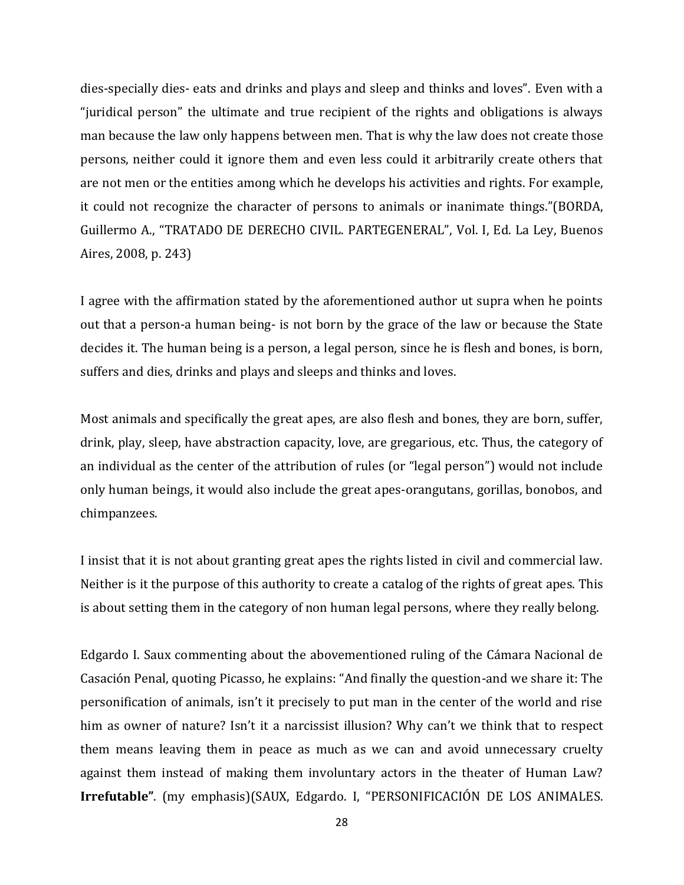dies-specially dies- eats and drinks and plays and sleep and thinks and loves". Even with a "juridical person" the ultimate and true recipient of the rights and obligations is always man because the law only happens between men. That is why the law does not create those persons, neither could it ignore them and even less could it arbitrarily create others that are not men or the entities among which he develops his activities and rights. For example, it could not recognize the character of persons to animals or inanimate things."(BORDA, Guillermo A., "TRATADO DE DERECHO CIVIL. PARTEGENERAL", Vol. I, Ed. La Ley, Buenos Aires, 2008, p. 243)

I agree with the affirmation stated by the aforementioned author ut supra when he points out that a person-a human being- is not born by the grace of the law or because the State decides it. The human being is a person, a legal person, since he is flesh and bones, is born, suffers and dies, drinks and plays and sleeps and thinks and loves.

Most animals and specifically the great apes, are also flesh and bones, they are born, suffer, drink, play, sleep, have abstraction capacity, love, are gregarious, etc. Thus, the category of an individual as the center of the attribution of rules (or "legal person") would not include only human beings, it would also include the great apes-orangutans, gorillas, bonobos, and chimpanzees.

I insist that it is not about granting great apes the rights listed in civil and commercial law. Neither is it the purpose of this authority to create a catalog of the rights of great apes. This is about setting them in the category of non human legal persons, where they really belong.

Edgardo I. Saux commenting about the abovementioned ruling of the Cámara Nacional de Casación Penal, quoting Picasso, he explains: "And finally the question-and we share it: The personification of animals, isn't it precisely to put man in the center of the world and rise him as owner of nature? Isn't it a narcissist illusion? Why can't we think that to respect them means leaving them in peace as much as we can and avoid unnecessary cruelty against them instead of making them involuntary actors in the theater of Human Law? **Irrefutable"**. (my emphasis)(SAUX, Edgardo. I, "PERSONIFICACIÓN DE LOS ANIMALES.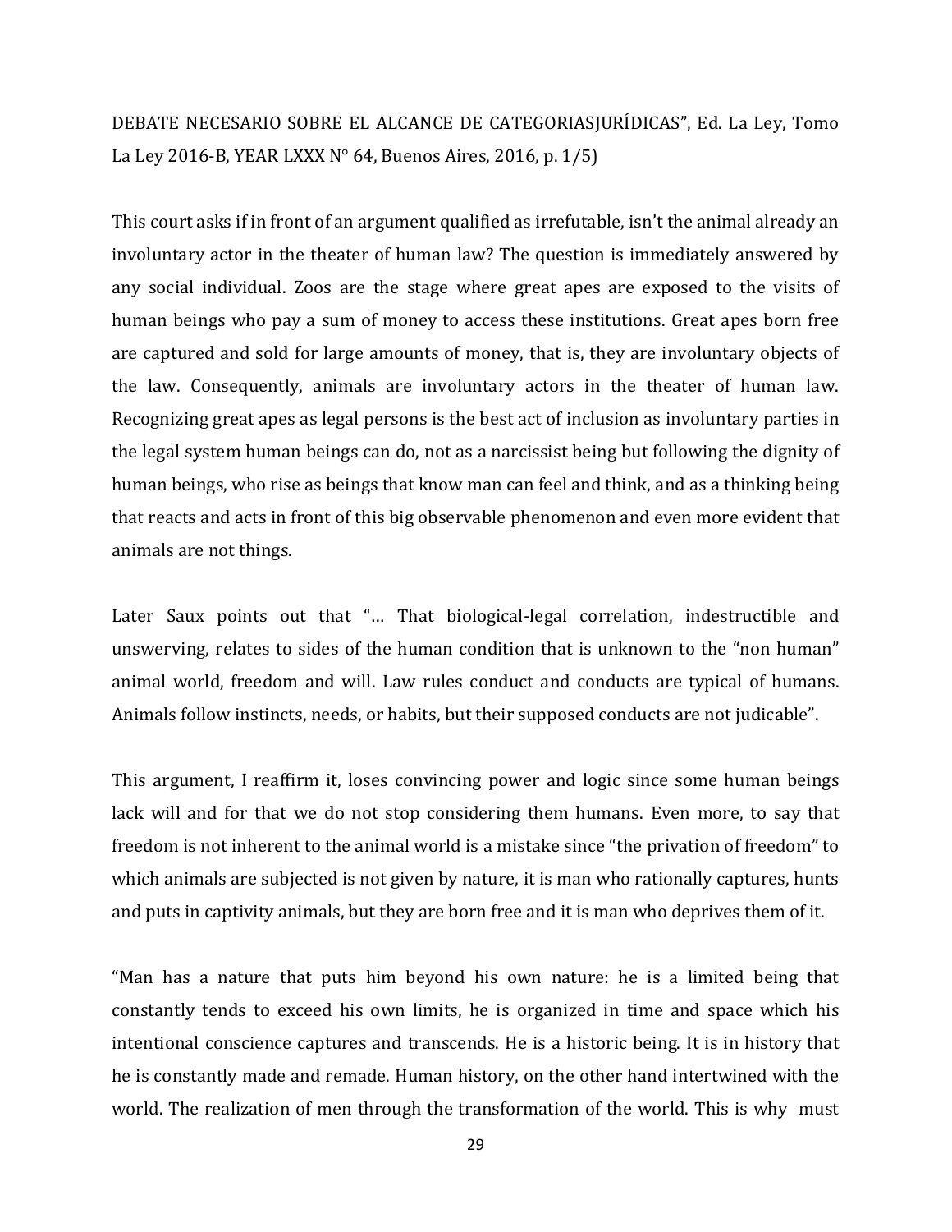DEBATE NECESARIO SOBRE EL ALCANCE DE CATEGORIASJURÍDICAS", Ed. La Ley, Tomo La Ley 2016-B, YEAR LXXX N° 64, Buenos Aires, 2016, p. 1/5)

This court asks if in front of an argument qualified as irrefutable, isn't the animal already an involuntary actor in the theater of human law? The question is immediately answered by any social individual. Zoos are the stage where great apes are exposed to the visits of human beings who pay a sum of money to access these institutions. Great apes born free are captured and sold for large amounts of money, that is, they are involuntary objects of the law. Consequently, animals are involuntary actors in the theater of human law. Recognizing great apes as legal persons is the best act of inclusion as involuntary parties in the legal system human beings can do, not as a narcissist being but following the dignity of human beings, who rise as beings that know man can feel and think, and as a thinking being that reacts and acts in front of this big observable phenomenon and even more evident that animals are not things.

Later Saux points out that "… That biological-legal correlation, indestructible and unswerving, relates to sides of the human condition that is unknown to the "non human" animal world, freedom and will. Law rules conduct and conducts are typical of humans. Animals follow instincts, needs, or habits, but their supposed conducts are not judicable".

This argument, I reaffirm it, loses convincing power and logic since some human beings lack will and for that we do not stop considering them humans. Even more, to say that freedom is not inherent to the animal world is a mistake since "the privation of freedom" to which animals are subjected is not given by nature, it is man who rationally captures, hunts and puts in captivity animals, but they are born free and it is man who deprives them of it.

"Man has a nature that puts him beyond his own nature: he is a limited being that constantly tends to exceed his own limits, he is organized in time and space which his intentional conscience captures and transcends. He is a historic being. It is in history that he is constantly made and remade. Human history, on the other hand intertwined with the world. The realization of men through the transformation of the world. This is why must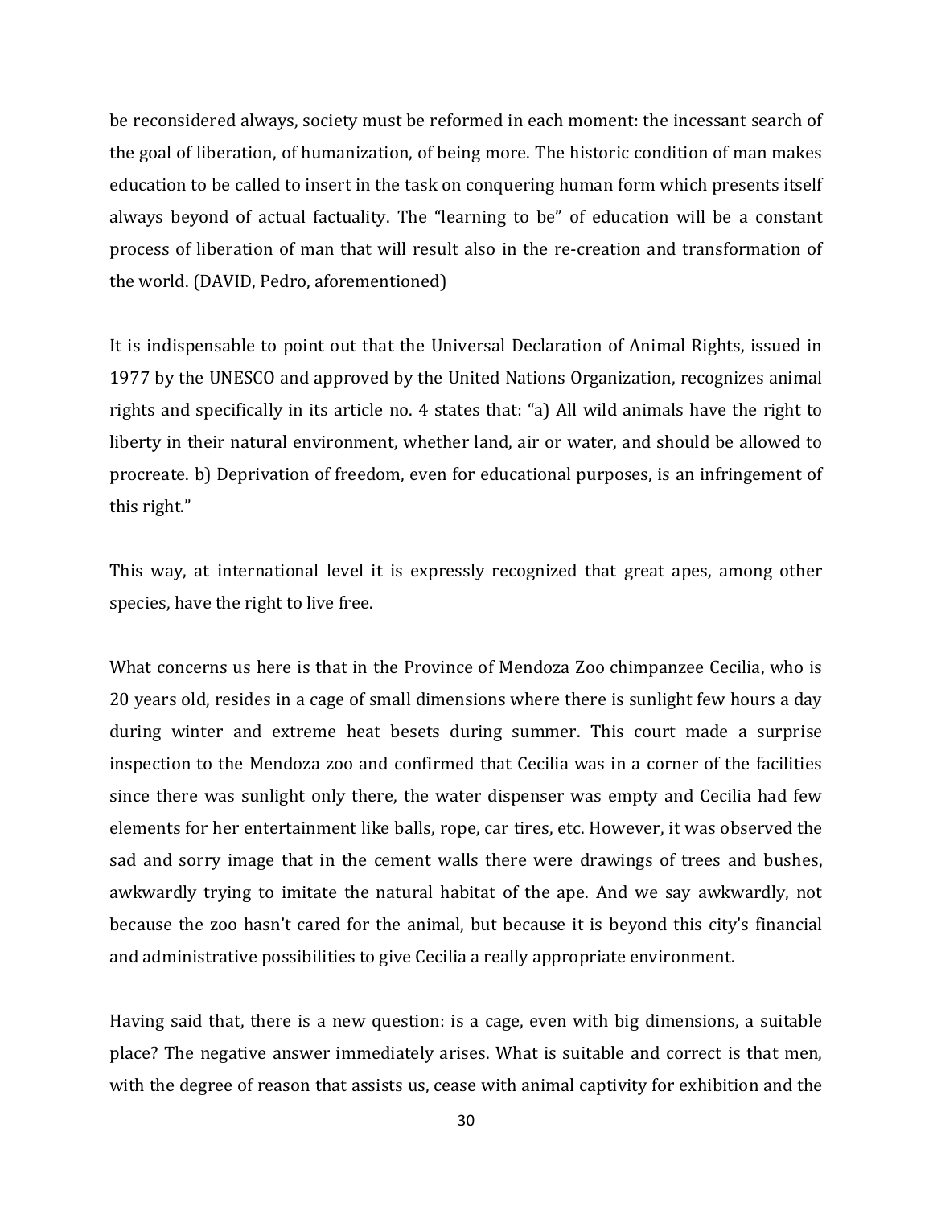be reconsidered always, society must be reformed in each moment: the incessant search of the goal of liberation, of humanization, of being more. The historic condition of man makes education to be called to insert in the task on conquering human form which presents itself always beyond of actual factuality. The "learning to be" of education will be a constant process of liberation of man that will result also in the re-creation and transformation of the world. (DAVID, Pedro, aforementioned)

It is indispensable to point out that the Universal Declaration of Animal Rights, issued in 1977 by the UNESCO and approved by the United Nations Organization, recognizes animal rights and specifically in its article no. 4 states that: "a) All wild animals have the right to liberty in their natural environment, whether land, air or water, and should be allowed to procreate. b) Deprivation of freedom, even for educational purposes, is an infringement of this right."

This way, at international level it is expressly recognized that great apes, among other species, have the right to live free.

What concerns us here is that in the Province of Mendoza Zoo chimpanzee Cecilia, who is 20 years old, resides in a cage of small dimensions where there is sunlight few hours a day during winter and extreme heat besets during summer. This court made a surprise inspection to the Mendoza zoo and confirmed that Cecilia was in a corner of the facilities since there was sunlight only there, the water dispenser was empty and Cecilia had few elements for her entertainment like balls, rope, car tires, etc. However, it was observed the sad and sorry image that in the cement walls there were drawings of trees and bushes, awkwardly trying to imitate the natural habitat of the ape. And we say awkwardly, not because the zoo hasn't cared for the animal, but because it is beyond this city's financial and administrative possibilities to give Cecilia a really appropriate environment.

Having said that, there is a new question: is a cage, even with big dimensions, a suitable place? The negative answer immediately arises. What is suitable and correct is that men, with the degree of reason that assists us, cease with animal captivity for exhibition and the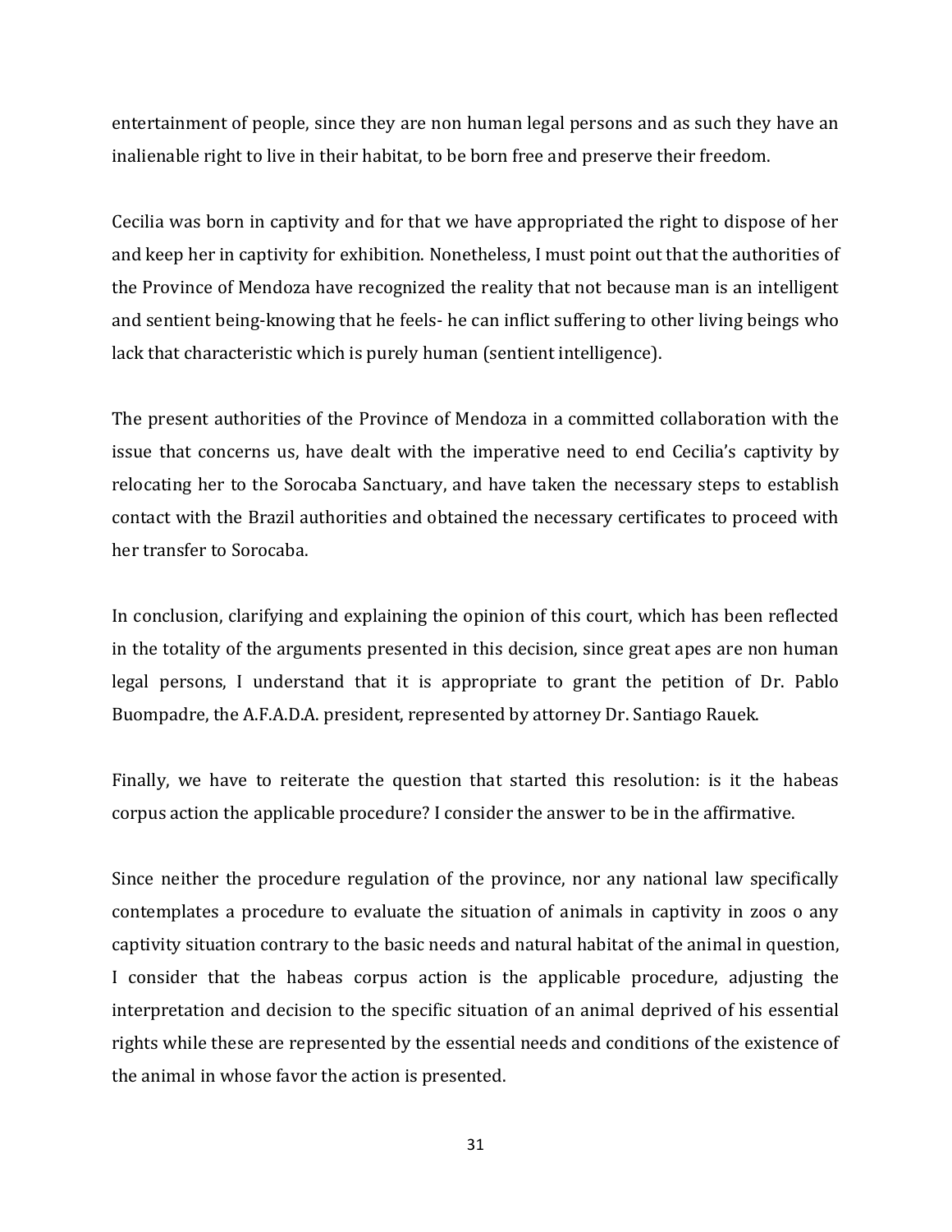entertainment of people, since they are non human legal persons and as such they have an inalienable right to live in their habitat, to be born free and preserve their freedom.

Cecilia was born in captivity and for that we have appropriated the right to dispose of her and keep her in captivity for exhibition. Nonetheless, I must point out that the authorities of the Province of Mendoza have recognized the reality that not because man is an intelligent and sentient being-knowing that he feels- he can inflict suffering to other living beings who lack that characteristic which is purely human (sentient intelligence).

The present authorities of the Province of Mendoza in a committed collaboration with the issue that concerns us, have dealt with the imperative need to end Cecilia's captivity by relocating her to the Sorocaba Sanctuary, and have taken the necessary steps to establish contact with the Brazil authorities and obtained the necessary certificates to proceed with her transfer to Sorocaba.

In conclusion, clarifying and explaining the opinion of this court, which has been reflected in the totality of the arguments presented in this decision, since great apes are non human legal persons, I understand that it is appropriate to grant the petition of Dr. Pablo Buompadre, the A.F.A.D.A. president, represented by attorney Dr. Santiago Rauek.

Finally, we have to reiterate the question that started this resolution: is it the habeas corpus action the applicable procedure? I consider the answer to be in the affirmative.

Since neither the procedure regulation of the province, nor any national law specifically contemplates a procedure to evaluate the situation of animals in captivity in zoos o any captivity situation contrary to the basic needs and natural habitat of the animal in question, I consider that the habeas corpus action is the applicable procedure, adjusting the interpretation and decision to the specific situation of an animal deprived of his essential rights while these are represented by the essential needs and conditions of the existence of the animal in whose favor the action is presented.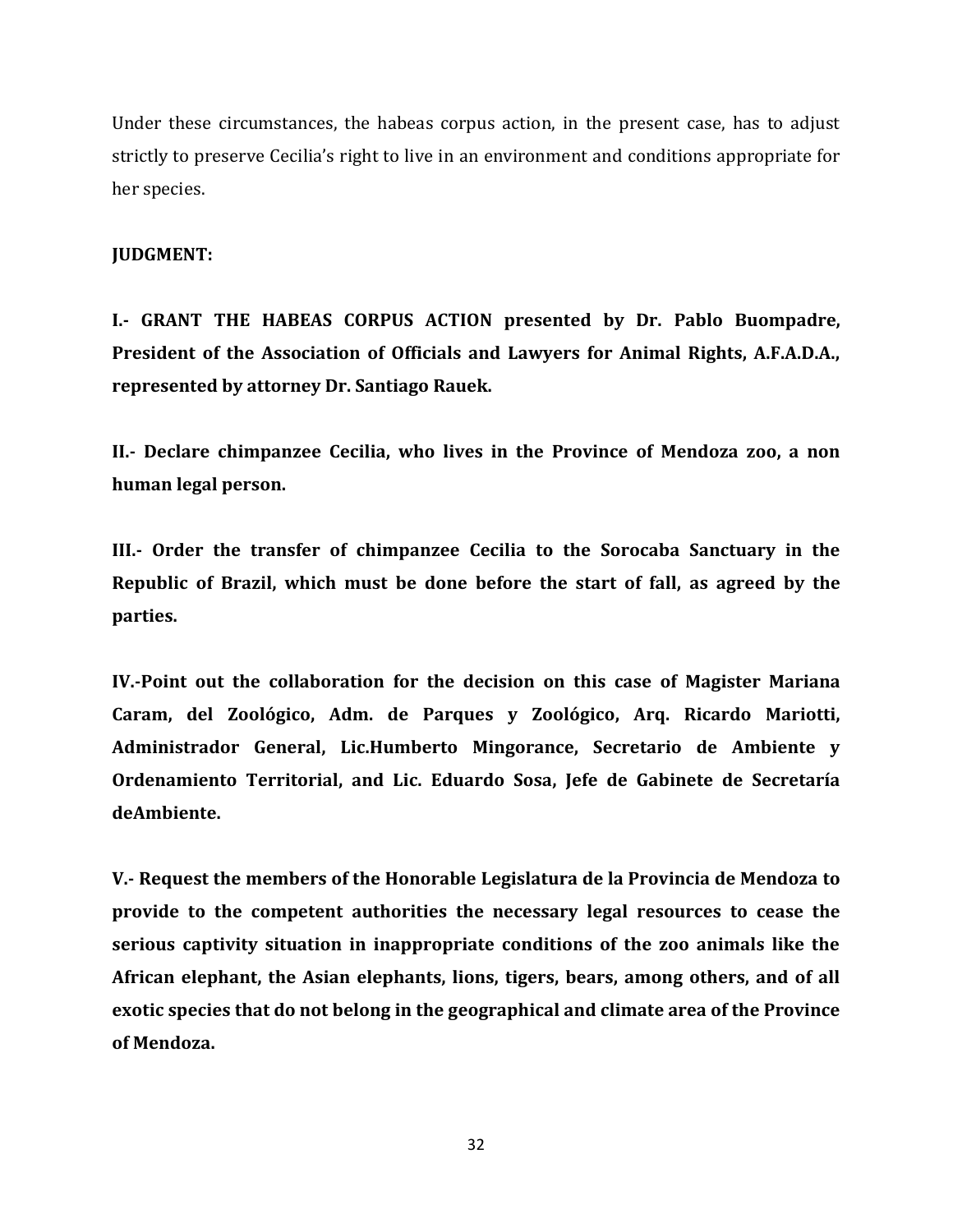Under these circumstances, the habeas corpus action, in the present case, has to adjust strictly to preserve Cecilia's right to live in an environment and conditions appropriate for her species.

**JUDGMENT:**

**I.- GRANT THE HABEAS CORPUS ACTION presented by Dr. Pablo Buompadre, President of the Association of Officials and Lawyers for Animal Rights, A.F.A.D.A., represented by attorney Dr. Santiago Rauek.**

**II.- Declare chimpanzee Cecilia, who lives in the Province of Mendoza zoo, a non human legal person.**

**III.- Order the transfer of chimpanzee Cecilia to the Sorocaba Sanctuary in the Republic of Brazil, which must be done before the start of fall, as agreed by the parties.**

**IV.-Point out the collaboration for the decision on this case of Magister Mariana Caram, del Zoológico, Adm. de Parques y Zoológico, Arq. Ricardo Mariotti, Administrador General, Lic.Humberto Mingorance, Secretario de Ambiente y Ordenamiento Territorial, and Lic. Eduardo Sosa, Jefe de Gabinete de Secretaría deAmbiente.**

**V.- Request the members of the Honorable Legislatura de la Provincia de Mendoza to provide to the competent authorities the necessary legal resources to cease the serious captivity situation in inappropriate conditions of the zoo animals like the African elephant, the Asian elephants, lions, tigers, bears, among others, and of all exotic species that do not belong in the geographical and climate area of the Province of Mendoza.**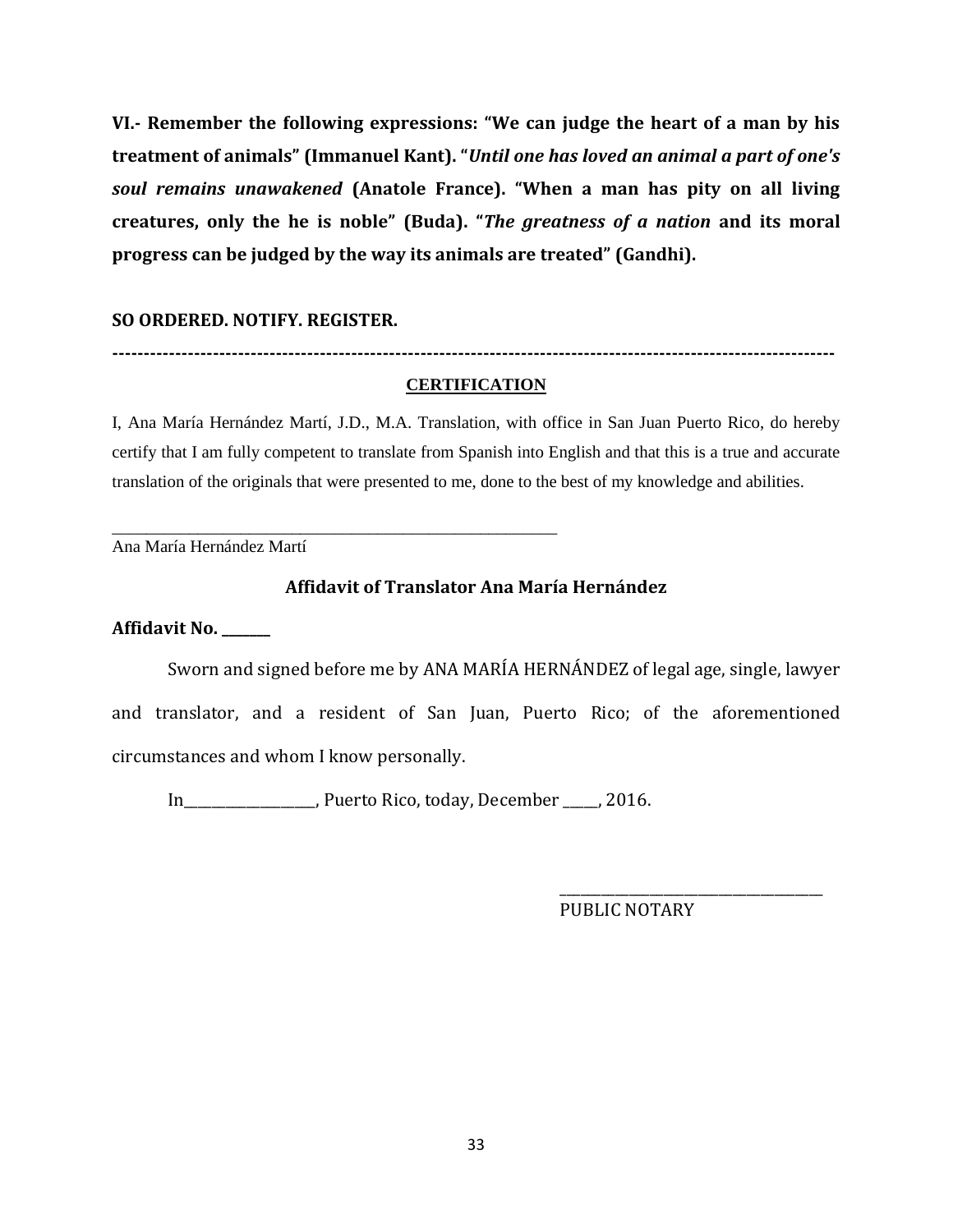**VI.- Remember the following expressions: "We can judge the heart of a man by his treatment of animals" (Immanuel Kant). "*Until one has loved an animal a part of one's soul remains unawakened* (Anatole France). "When a man has pity on all living creatures, only the he is noble" (Buda). "*The greatness of a nation* and its moral progress can be judged by the way its animals are treated" (Gandhi).**

**SO ORDERED. NOTIFY. REGISTER.**

---

**CERTIFICATION**

I, Ana María Hernández Martí, J.D., M.A. Translation, with office in San Juan Puerto Rico, do hereby certify that I am fully competent to translate from Spanish into English and that this is a true and accurate translation of the originals that were presented to me, done to the best of my knowledge and abilities.

___________________________________________________________

Ana María Hernández Martí

**Affidavit of Translator Ana María Hernández**

**Affidavit No. _______**

Sworn and signed before me by ANA MARÍA HERNÁNDEZ of legal age, single, lawyer and translator, and a resident of San Juan, Puerto Rico; of the aforementioned circumstances and whom I know personally.

In__________________, Puerto Rico, today, December _____, 2016.

____________________________________

PUBLIC NOTARY